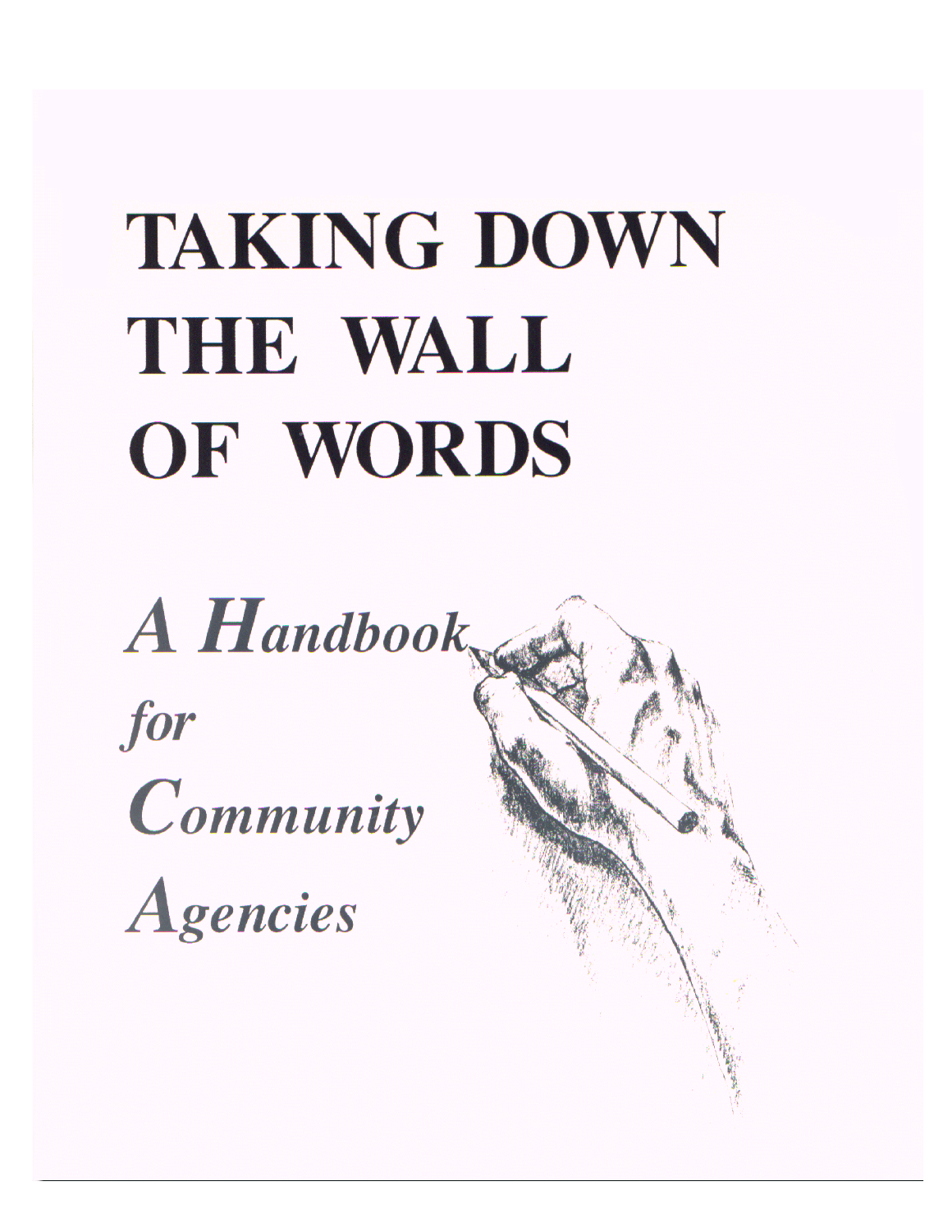# TAKING DOWN THE WALL OF WORDS

## *A Handbook for Community Agencies*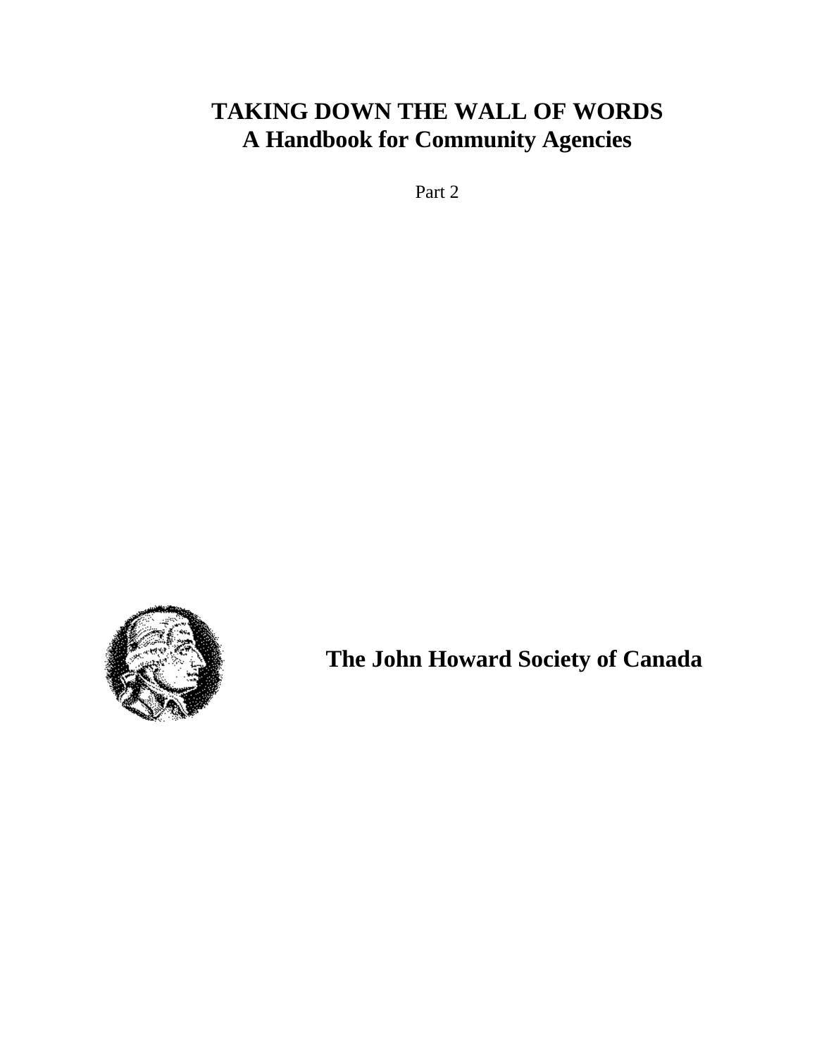# TAKING DOWN THE WALL OF WORDS
## A Handbook for Community Agencies

Part 2

**The John Howard Society of Canada**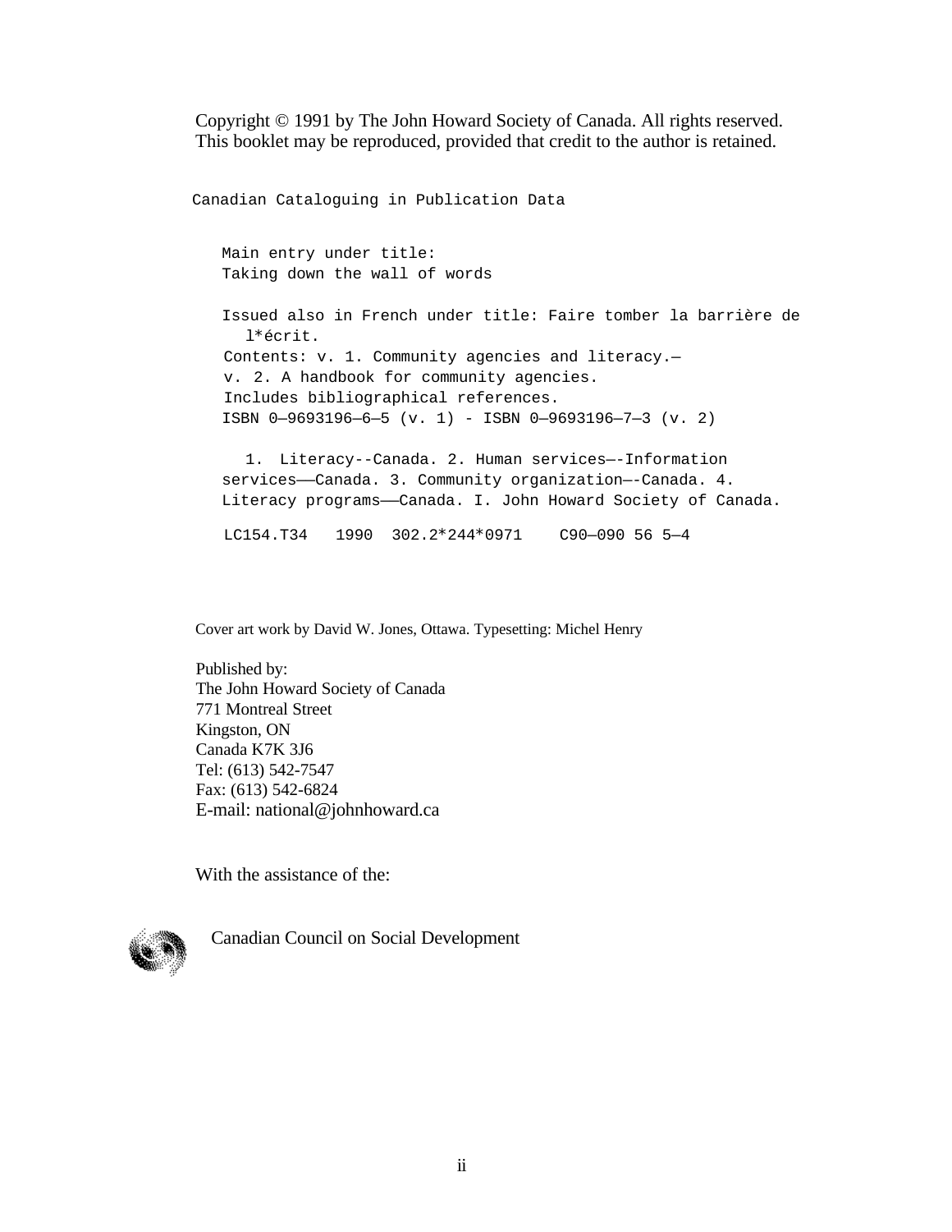Copyright © 1991 by The John Howard Society of Canada. All rights reserved.
This booklet may be reproduced, provided that credit to the author is retained.

```
Canadian Cataloguing in Publication Data

   Main entry under title:
   Taking down the wall of words

   Issued also in French under title: Faire tomber la barrière de
     l*écrit.
   Contents: v. 1. Community agencies and literacy.—
   v. 2. A handbook for community agencies.
   Includes bibliographical references.
   ISBN 0—9693196—6—5 (v. 1) - ISBN 0—9693196—7—3 (v. 2)

     1. Literacy--Canada. 2. Human services—-Information
   services——Canada. 3. Community organization—-Canada. 4.
   Literacy programs——Canada. I. John Howard Society of Canada.

   LC154.T34   1990  302.2*244*0971    C90—090 56 5—4
```

Cover art work by David W. Jones, Ottawa. Typesetting: Michel Henry

Published by:
The John Howard Society of Canada
771 Montreal Street
Kingston, ON
Canada K7K 3J6
Tel: (613) 542-7547
Fax: (613) 542-6824
E-mail: national@johnhoward.ca

With the assistance of the:

Canadian Council on Social Development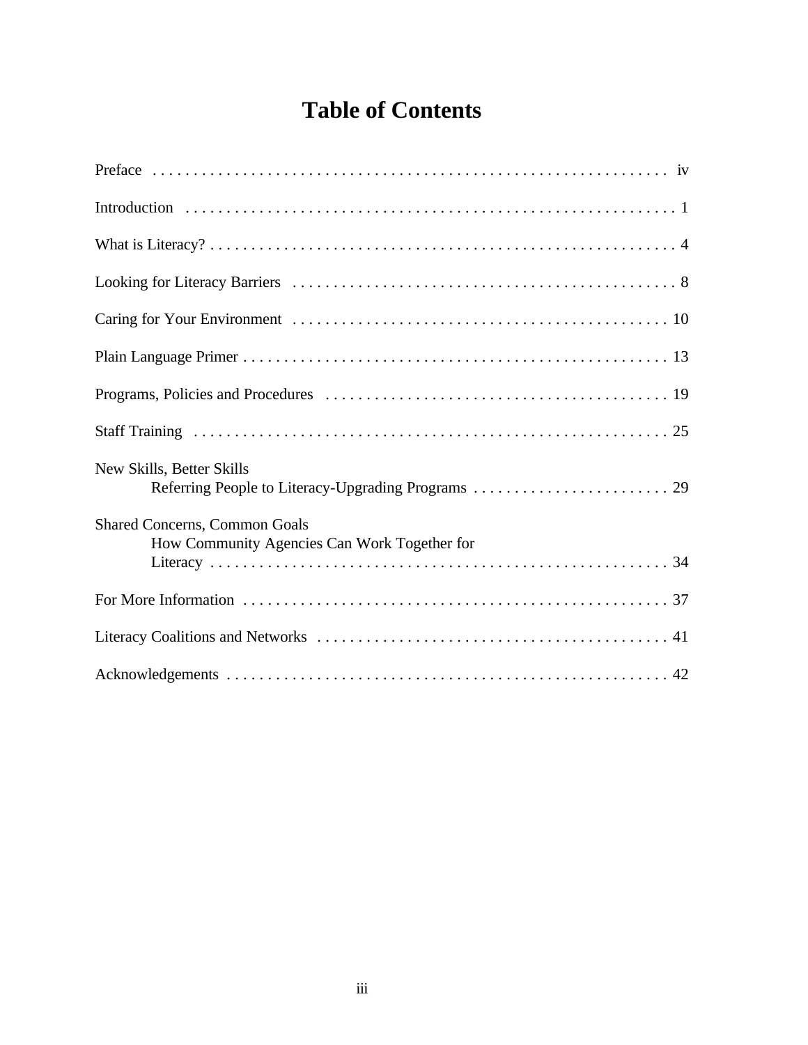# Table of Contents

| | |
|---|---|
| Preface | iv |
| Introduction | 1 |
| What is Literacy? | 4 |
| Looking for Literacy Barriers | 8 |
| Caring for Your Environment | 10 |
| Plain Language Primer | 13 |
| Programs, Policies and Procedures | 19 |
| Staff Training | 25 |
| New Skills, Better Skills<br>Referring People to Literacy-Upgrading Programs | 29 |
| Shared Concerns, Common Goals<br>How Community Agencies Can Work Together for Literacy | 34 |
| For More Information | 37 |
| Literacy Coalitions and Networks | 41 |
| Acknowledgements | 42 |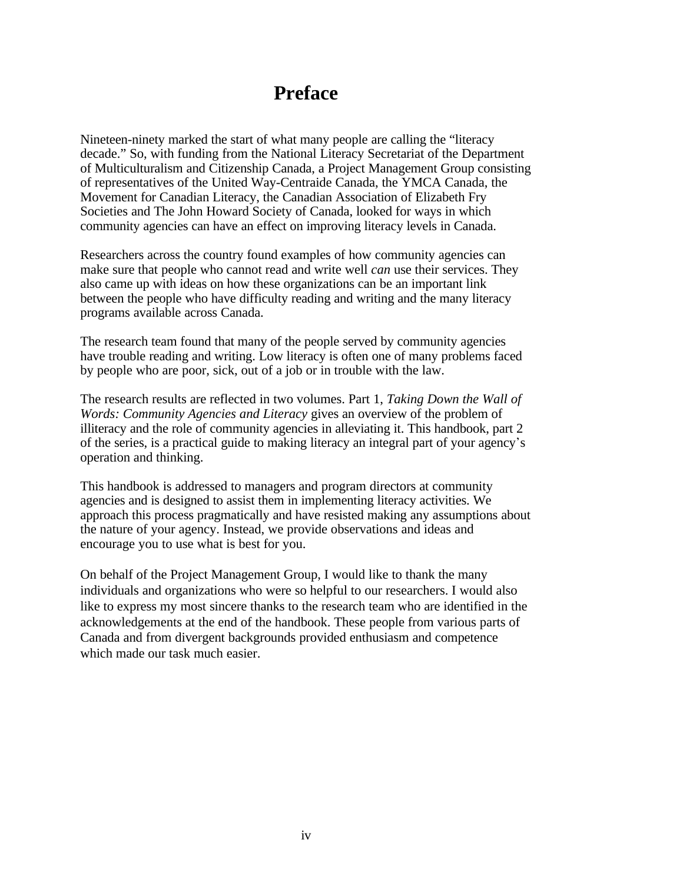# Preface

Nineteen-ninety marked the start of what many people are calling the "literacy decade." So, with funding from the National Literacy Secretariat of the Department of Multiculturalism and Citizenship Canada, a Project Management Group consisting of representatives of the United Way-Centraide Canada, the YMCA Canada, the Movement for Canadian Literacy, the Canadian Association of Elizabeth Fry Societies and The John Howard Society of Canada, looked for ways in which community agencies can have an effect on improving literacy levels in Canada.

Researchers across the country found examples of how community agencies can make sure that people who cannot read and write well *can* use their services. They also came up with ideas on how these organizations can be an important link between the people who have difficulty reading and writing and the many literacy programs available across Canada.

The research team found that many of the people served by community agencies have trouble reading and writing. Low literacy is often one of many problems faced by people who are poor, sick, out of a job or in trouble with the law.

The research results are reflected in two volumes. Part 1, *Taking Down the Wall of Words: Community Agencies and Literacy* gives an overview of the problem of illiteracy and the role of community agencies in alleviating it. This handbook, part 2 of the series, is a practical guide to making literacy an integral part of your agency's operation and thinking.

This handbook is addressed to managers and program directors at community agencies and is designed to assist them in implementing literacy activities. We approach this process pragmatically and have resisted making any assumptions about the nature of your agency. Instead, we provide observations and ideas and encourage you to use what is best for you.

On behalf of the Project Management Group, I would like to thank the many individuals and organizations who were so helpful to our researchers. I would also like to express my most sincere thanks to the research team who are identified in the acknowledgements at the end of the handbook. These people from various parts of Canada and from divergent backgrounds provided enthusiasm and competence which made our task much easier.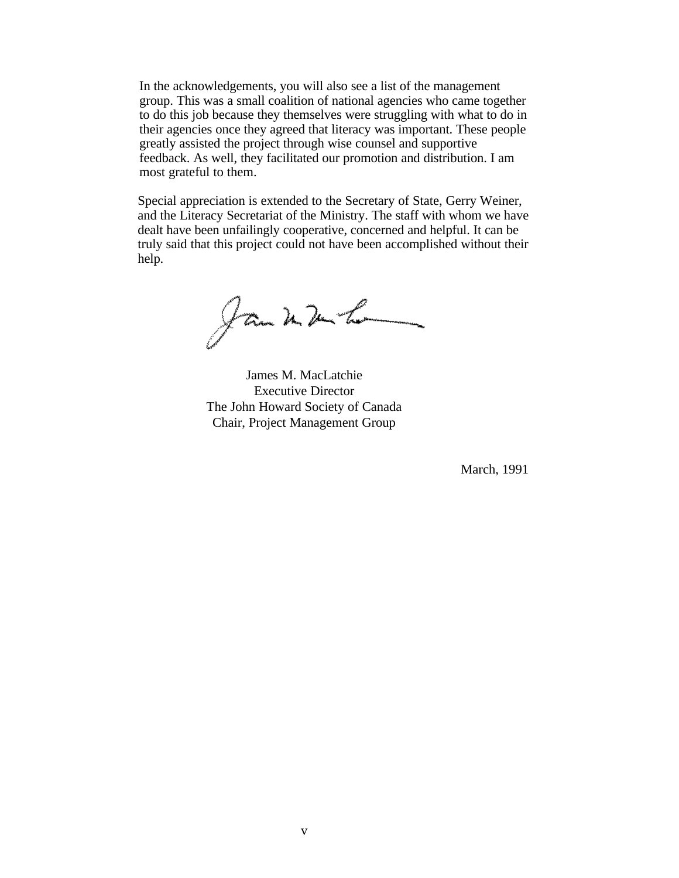In the acknowledgements, you will also see a list of the management group. This was a small coalition of national agencies who came together to do this job because they themselves were struggling with what to do in their agencies once they agreed that literacy was important. These people greatly assisted the project through wise counsel and supportive feedback. As well, they facilitated our promotion and distribution. I am most grateful to them.

Special appreciation is extended to the Secretary of State, Gerry Weiner, and the Literacy Secretariat of the Ministry. The staff with whom we have dealt have been unfailingly cooperative, concerned and helpful. It can be truly said that this project could not have been accomplished without their help.

James M. MacLatchie
Executive Director
The John Howard Society of Canada
Chair, Project Management Group

March, 1991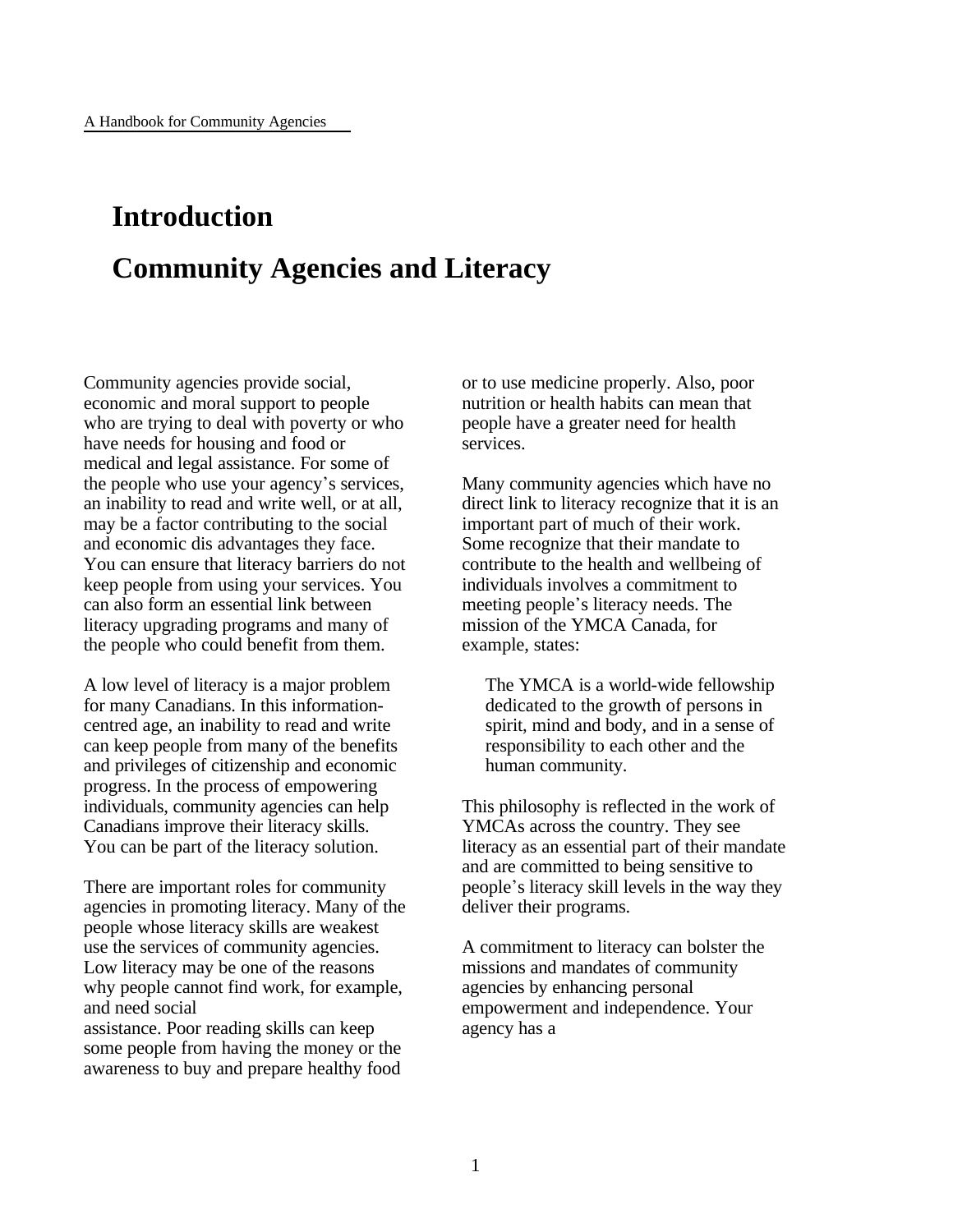# Introduction

# Community Agencies and Literacy

Community agencies provide social, economic and moral support to people who are trying to deal with poverty or who have needs for housing and food or medical and legal assistance. For some of the people who use your agency's services, an inability to read and write well, or at all, may be a factor contributing to the social and economic dis advantages they face. You can ensure that literacy barriers do not keep people from using your services. You can also form an essential link between literacy upgrading programs and many of the people who could benefit from them.

A low level of literacy is a major problem for many Canadians. In this information-centred age, an inability to read and write can keep people from many of the benefits and privileges of citizenship and economic progress. In the process of empowering individuals, community agencies can help Canadians improve their literacy skills. You can be part of the literacy solution.

There are important roles for community agencies in promoting literacy. Many of the people whose literacy skills are weakest use the services of community agencies. Low literacy may be one of the reasons why people cannot find work, for example, and need social assistance. Poor reading skills can keep some people from having the money or the awareness to buy and prepare healthy food or to use medicine properly. Also, poor nutrition or health habits can mean that people have a greater need for health services.

Many community agencies which have no direct link to literacy recognize that it is an important part of much of their work. Some recognize that their mandate to contribute to the health and wellbeing of individuals involves a commitment to meeting people's literacy needs. The mission of the YMCA Canada, for example, states:

> The YMCA is a world-wide fellowship dedicated to the growth of persons in spirit, mind and body, and in a sense of responsibility to each other and the human community.

This philosophy is reflected in the work of YMCAs across the country. They see literacy as an essential part of their mandate and are committed to being sensitive to people's literacy skill levels in the way they deliver their programs.

A commitment to literacy can bolster the missions and mandates of community agencies by enhancing personal empowerment and independence. Your agency has a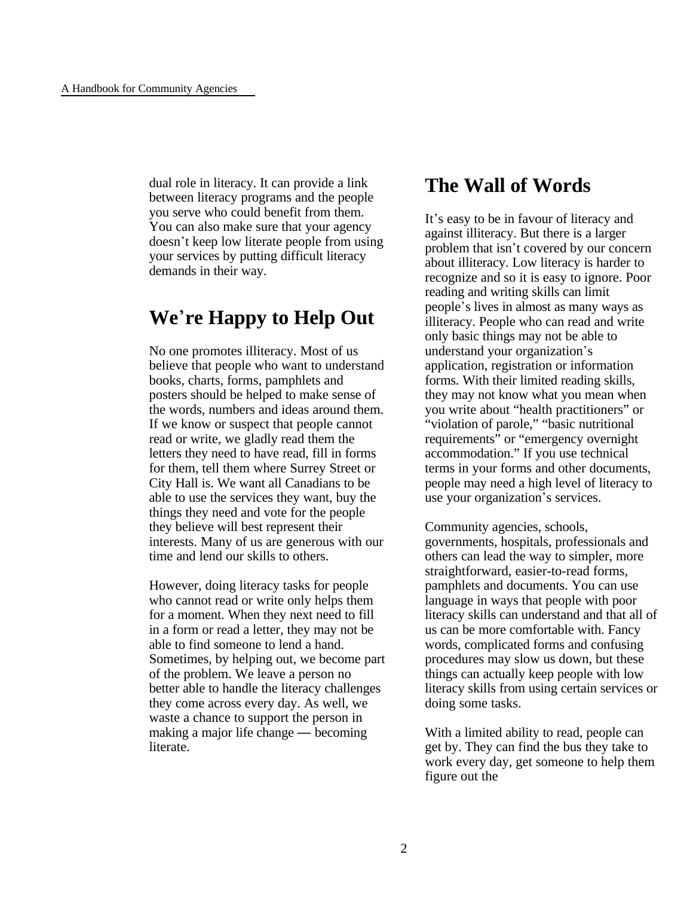dual role in literacy. It can provide a link between literacy programs and the people you serve who could benefit from them. You can also make sure that your agency doesn't keep low literate people from using your services by putting difficult literacy demands in their way.

## We're Happy to Help Out

No one promotes illiteracy. Most of us believe that people who want to understand books, charts, forms, pamphlets and posters should be helped to make sense of the words, numbers and ideas around them. If we know or suspect that people cannot read or write, we gladly read them the letters they need to have read, fill in forms for them, tell them where Surrey Street or City Hall is. We want all Canadians to be able to use the services they want, buy the things they need and vote for the people they believe will best represent their interests. Many of us are generous with our time and lend our skills to others.

However, doing literacy tasks for people who cannot read or write only helps them for a moment. When they next need to fill in a form or read a letter, they may not be able to find someone to lend a hand. Sometimes, by helping out, we become part of the problem. We leave a person no better able to handle the literacy challenges they come across every day. As well, we waste a chance to support the person in making a major life change — becoming literate.

## The Wall of Words

It's easy to be in favour of literacy and against illiteracy. But there is a larger problem that isn't covered by our concern about illiteracy. Low literacy is harder to recognize and so it is easy to ignore. Poor reading and writing skills can limit people's lives in almost as many ways as illiteracy. People who can read and write only basic things may not be able to understand your organization's application, registration or information forms. With their limited reading skills, they may not know what you mean when you write about "health practitioners" or "violation of parole," "basic nutritional requirements" or "emergency overnight accommodation." If you use technical terms in your forms and other documents, people may need a high level of literacy to use your organization's services.

Community agencies, schools, governments, hospitals, professionals and others can lead the way to simpler, more straightforward, easier-to-read forms, pamphlets and documents. You can use language in ways that people with poor literacy skills can understand and that all of us can be more comfortable with. Fancy words, complicated forms and confusing procedures may slow us down, but these things can actually keep people with low literacy skills from using certain services or doing some tasks.

With a limited ability to read, people can get by. They can find the bus they take to work every day, get someone to help them figure out the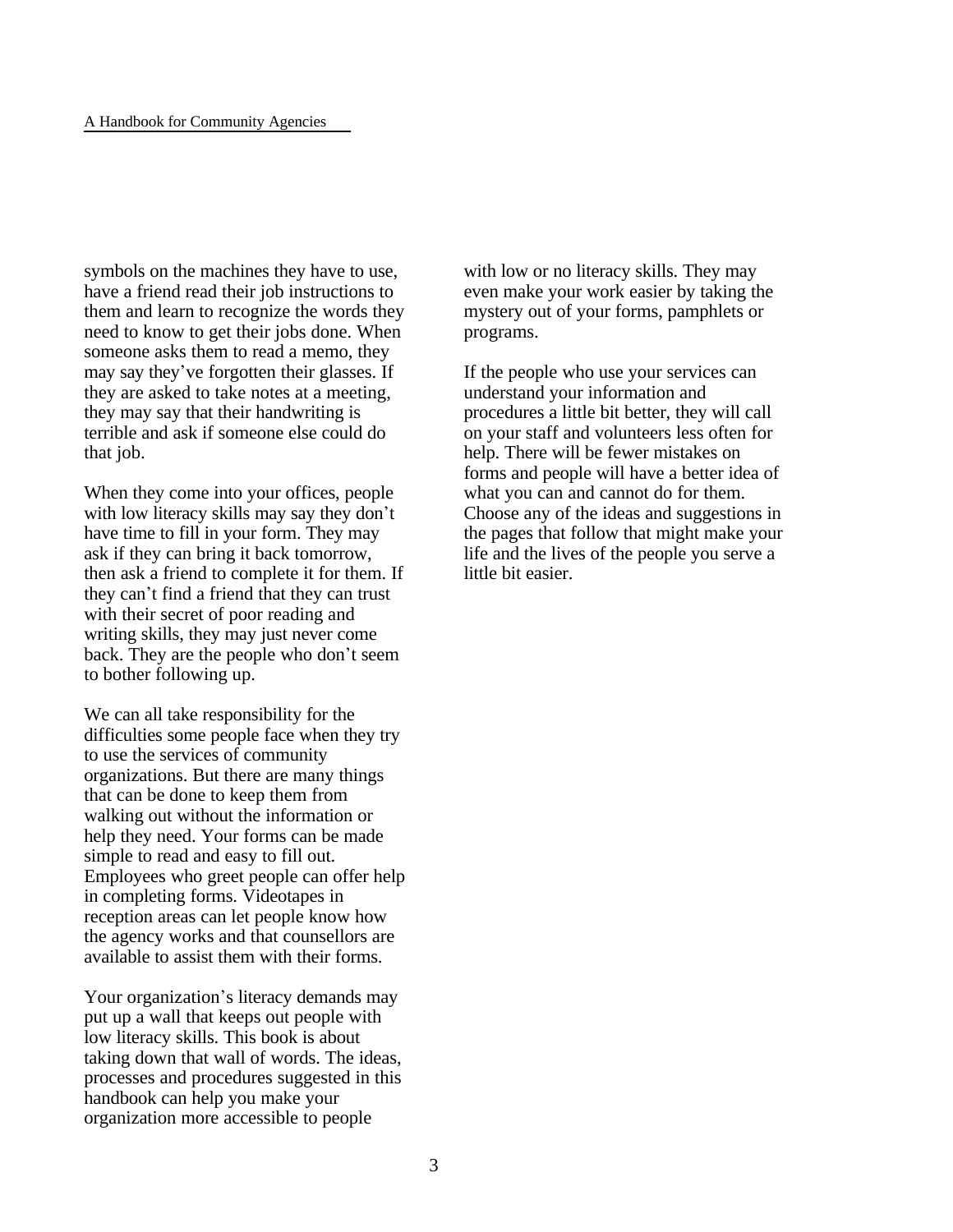symbols on the machines they have to use, have a friend read their job instructions to them and learn to recognize the words they need to know to get their jobs done. When someone asks them to read a memo, they may say they've forgotten their glasses. If they are asked to take notes at a meeting, they may say that their handwriting is terrible and ask if someone else could do that job.

When they come into your offices, people with low literacy skills may say they don't have time to fill in your form. They may ask if they can bring it back tomorrow, then ask a friend to complete it for them. If they can't find a friend that they can trust with their secret of poor reading and writing skills, they may just never come back. They are the people who don't seem to bother following up.

We can all take responsibility for the difficulties some people face when they try to use the services of community organizations. But there are many things that can be done to keep them from walking out without the information or help they need. Your forms can be made simple to read and easy to fill out. Employees who greet people can offer help in completing forms. Videotapes in reception areas can let people know how the agency works and that counsellors are available to assist them with their forms.

Your organization's literacy demands may put up a wall that keeps out people with low literacy skills. This book is about taking down that wall of words. The ideas, processes and procedures suggested in this handbook can help you make your organization more accessible to people with low or no literacy skills. They may even make your work easier by taking the mystery out of your forms, pamphlets or programs.

If the people who use your services can understand your information and procedures a little bit better, they will call on your staff and volunteers less often for help. There will be fewer mistakes on forms and people will have a better idea of what you can and cannot do for them. Choose any of the ideas and suggestions in the pages that follow that might make your life and the lives of the people you serve a little bit easier.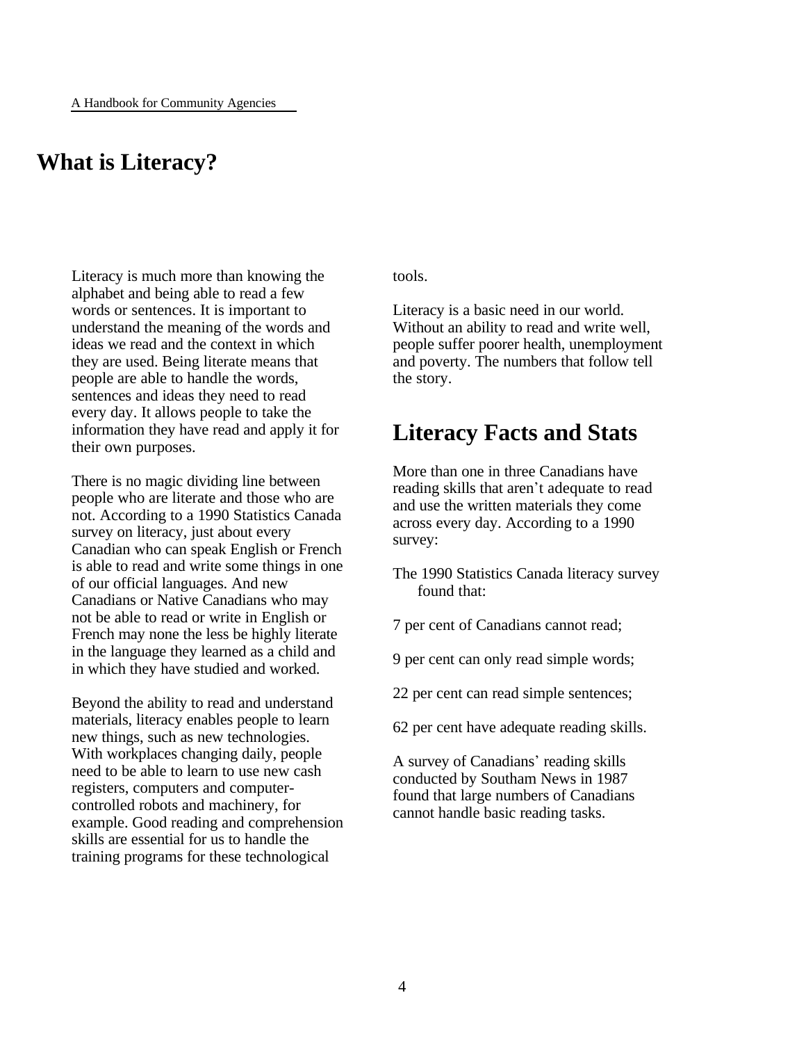# What is Literacy?

Literacy is much more than knowing the alphabet and being able to read a few words or sentences. It is important to understand the meaning of the words and ideas we read and the context in which they are used. Being literate means that people are able to handle the words, sentences and ideas they need to read every day. It allows people to take the information they have read and apply it for their own purposes.

There is no magic dividing line between people who are literate and those who are not. According to a 1990 Statistics Canada survey on literacy, just about every Canadian who can speak English or French is able to read and write some things in one of our official languages. And new Canadians or Native Canadians who may not be able to read or write in English or French may none the less be highly literate in the language they learned as a child and in which they have studied and worked.

Beyond the ability to read and understand materials, literacy enables people to learn new things, such as new technologies. With workplaces changing daily, people need to be able to learn to use new cash registers, computers and computer-controlled robots and machinery, for example. Good reading and comprehension skills are essential for us to handle the training programs for these technological tools.

Literacy is a basic need in our world. Without an ability to read and write well, people suffer poorer health, unemployment and poverty. The numbers that follow tell the story.

## Literacy Facts and Stats

More than one in three Canadians have reading skills that aren't adequate to read and use the written materials they come across every day. According to a 1990 survey:

The 1990 Statistics Canada literacy survey found that:

7 per cent of Canadians cannot read;

9 per cent can only read simple words;

22 per cent can read simple sentences;

62 per cent have adequate reading skills.

A survey of Canadians' reading skills conducted by Southam News in 1987 found that large numbers of Canadians cannot handle basic reading tasks.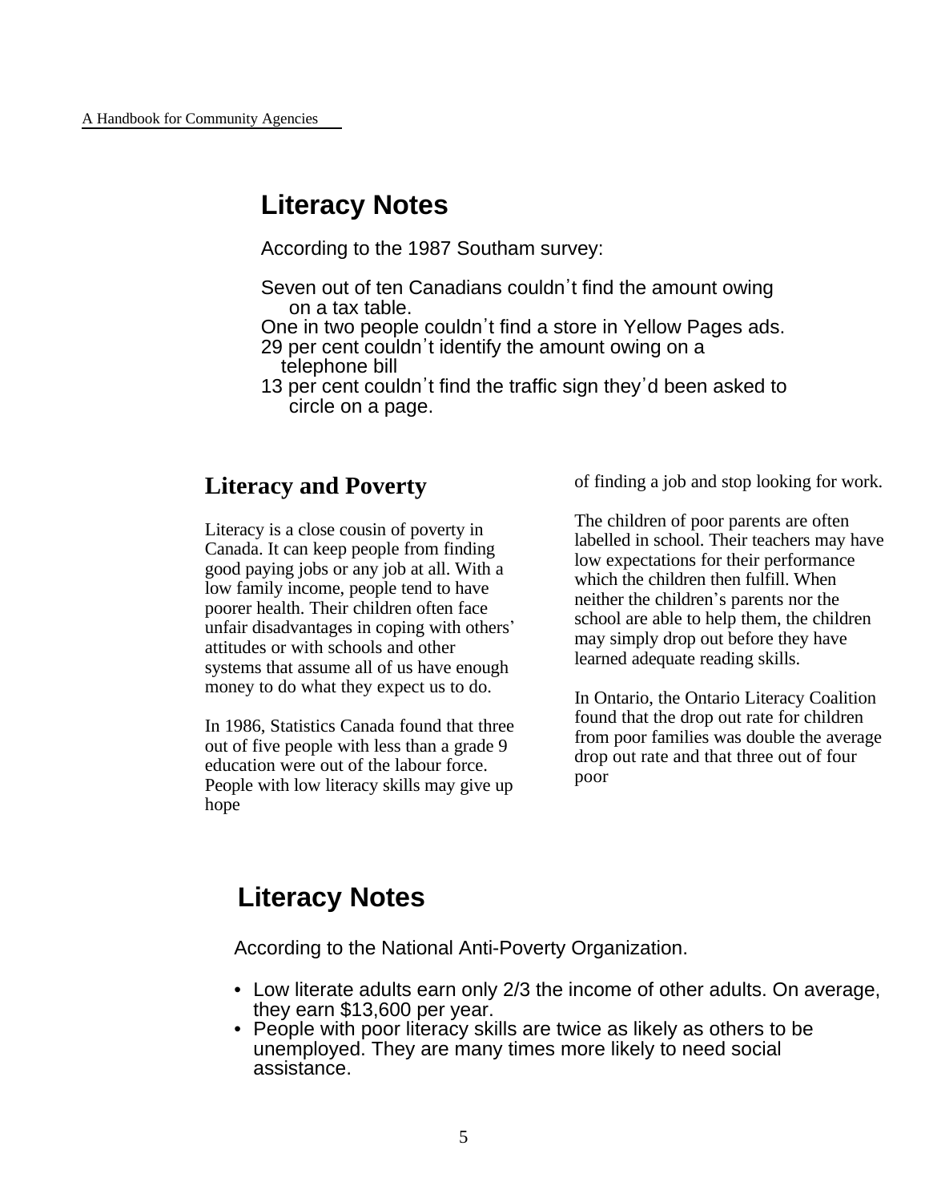## Literacy Notes

According to the 1987 Southam survey:

Seven out of ten Canadians couldn't find the amount owing on a tax table.
One in two people couldn't find a store in Yellow Pages ads.
29 per cent couldn't identify the amount owing on a telephone bill
13 per cent couldn't find the traffic sign they'd been asked to circle on a page.

## Literacy and Poverty

Literacy is a close cousin of poverty in Canada. It can keep people from finding good paying jobs or any job at all. With a low family income, people tend to have poorer health. Their children often face unfair disadvantages in coping with others' attitudes or with schools and other systems that assume all of us have enough money to do what they expect us to do.

In 1986, Statistics Canada found that three out of five people with less than a grade 9 education were out of the labour force. People with low literacy skills may give up hope of finding a job and stop looking for work.

The children of poor parents are often labelled in school. Their teachers may have low expectations for their performance which the children then fulfill. When neither the children's parents nor the school are able to help them, the children may simply drop out before they have learned adequate reading skills.

In Ontario, the Ontario Literacy Coalition found that the drop out rate for children from poor families was double the average drop out rate and that three out of four poor

## Literacy Notes

According to the National Anti-Poverty Organization.

- Low literate adults earn only 2/3 the income of other adults. On average, they earn $13,600 per year.
- People with poor literacy skills are twice as likely as others to be unemployed. They are many times more likely to need social assistance.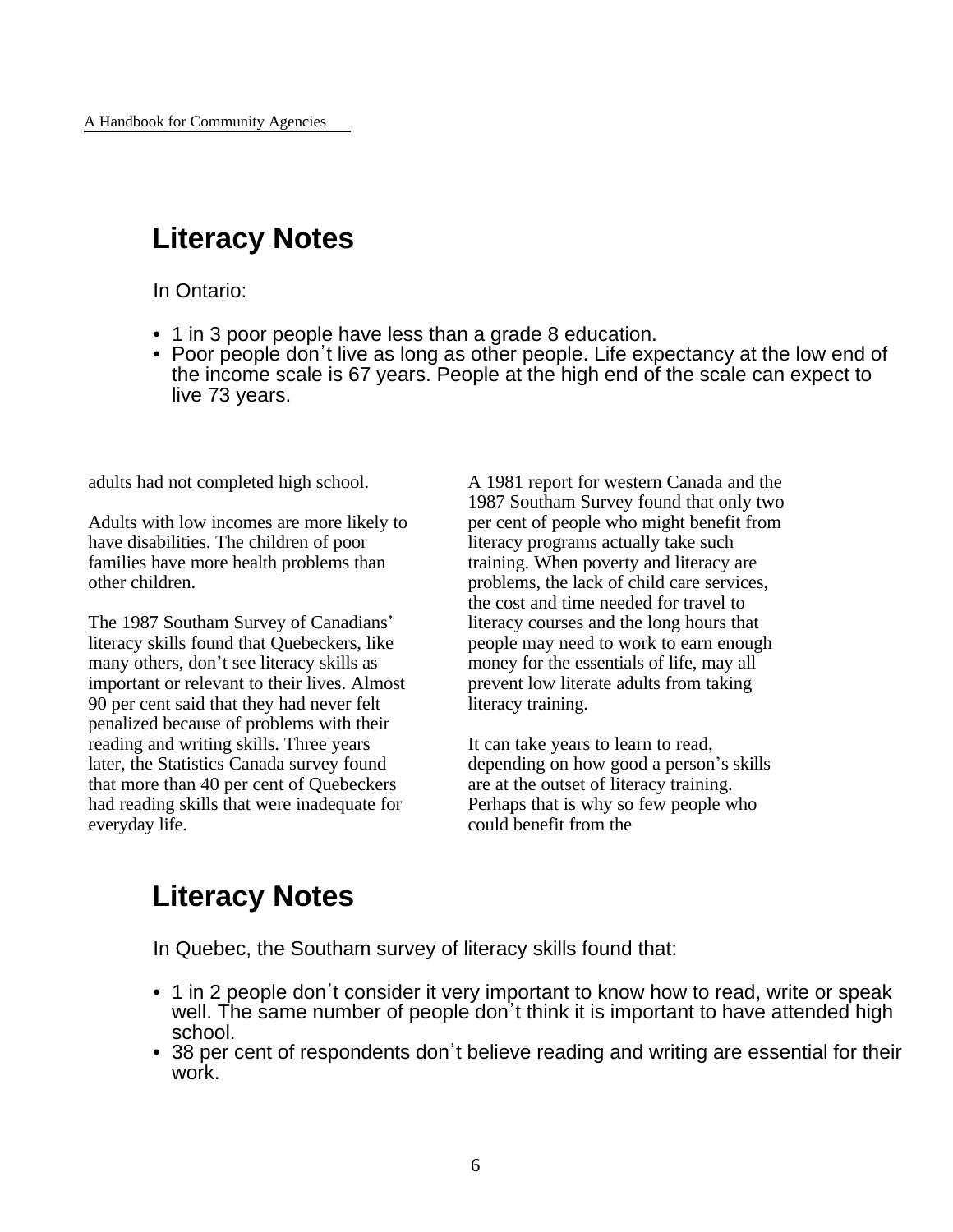## Literacy Notes

In Ontario:

- 1 in 3 poor people have less than a grade 8 education.
- Poor people don't live as long as other people. Life expectancy at the low end of the income scale is 67 years. People at the high end of the scale can expect to live 73 years.

adults had not completed high school.

Adults with low incomes are more likely to have disabilities. The children of poor families have more health problems than other children.

The 1987 Southam Survey of Canadians' literacy skills found that Quebeckers, like many others, don't see literacy skills as important or relevant to their lives. Almost 90 per cent said that they had never felt penalized because of problems with their reading and writing skills. Three years later, the Statistics Canada survey found that more than 40 per cent of Quebeckers had reading skills that were inadequate for everyday life.

A 1981 report for western Canada and the 1987 Southam Survey found that only two per cent of people who might benefit from literacy programs actually take such training. When poverty and literacy are problems, the lack of child care services, the cost and time needed for travel to literacy courses and the long hours that people may need to work to earn enough money for the essentials of life, may all prevent low literate adults from taking literacy training.

It can take years to learn to read, depending on how good a person's skills are at the outset of literacy training. Perhaps that is why so few people who could benefit from the

## Literacy Notes

In Quebec, the Southam survey of literacy skills found that:

- 1 in 2 people don't consider it very important to know how to read, write or speak well. The same number of people don't think it is important to have attended high school.
- 38 per cent of respondents don't believe reading and writing are essential for their work.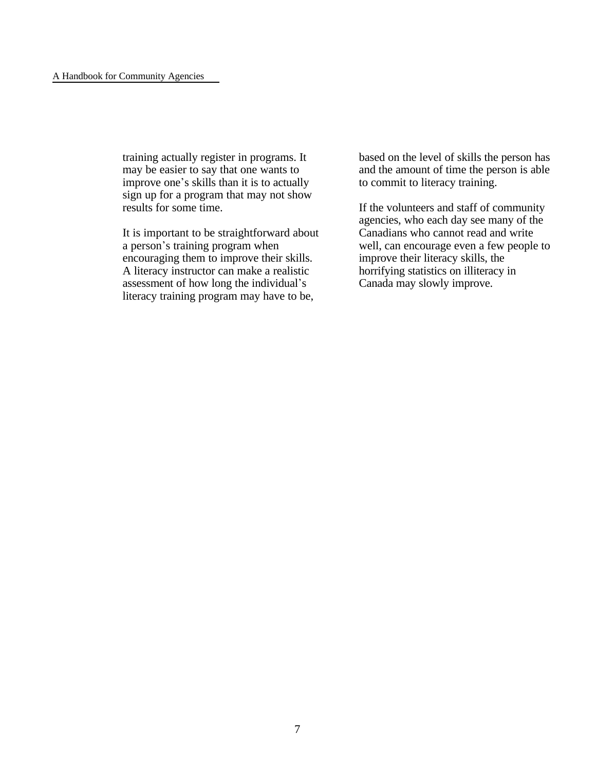training actually register in programs. It may be easier to say that one wants to improve one's skills than it is to actually sign up for a program that may not show results for some time.

It is important to be straightforward about a person's training program when encouraging them to improve their skills. A literacy instructor can make a realistic assessment of how long the individual's literacy training program may have to be, based on the level of skills the person has and the amount of time the person is able to commit to literacy training.

If the volunteers and staff of community agencies, who each day see many of the Canadians who cannot read and write well, can encourage even a few people to improve their literacy skills, the horrifying statistics on illiteracy in Canada may slowly improve.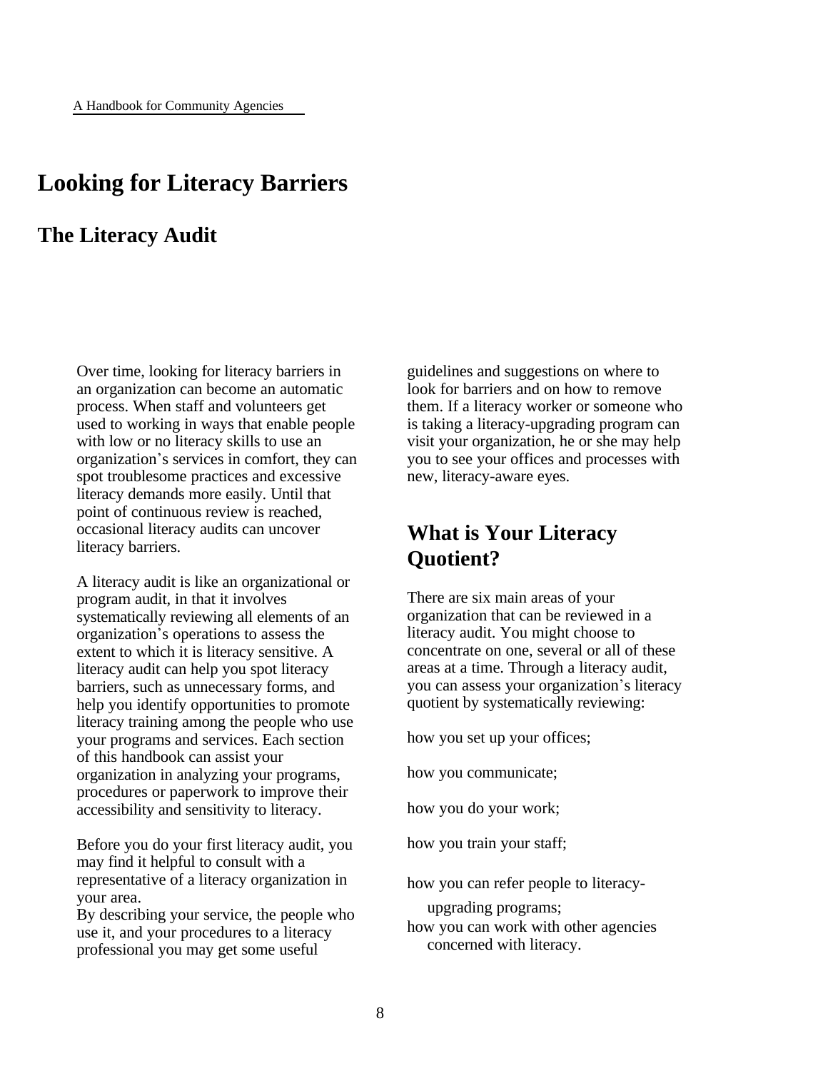# Looking for Literacy Barriers

## The Literacy Audit

Over time, looking for literacy barriers in an organization can become an automatic process. When staff and volunteers get used to working in ways that enable people with low or no literacy skills to use an organization's services in comfort, they can spot troublesome practices and excessive literacy demands more easily. Until that point of continuous review is reached, occasional literacy audits can uncover literacy barriers.

A literacy audit is like an organizational or program audit, in that it involves systematically reviewing all elements of an organization's operations to assess the extent to which it is literacy sensitive. A literacy audit can help you spot literacy barriers, such as unnecessary forms, and help you identify opportunities to promote literacy training among the people who use your programs and services. Each section of this handbook can assist your organization in analyzing your programs, procedures or paperwork to improve their accessibility and sensitivity to literacy.

Before you do your first literacy audit, you may find it helpful to consult with a representative of a literacy organization in your area.
By describing your service, the people who use it, and your procedures to a literacy professional you may get some useful guidelines and suggestions on where to look for barriers and on how to remove them. If a literacy worker or someone who is taking a literacy-upgrading program can visit your organization, he or she may help you to see your offices and processes with new, literacy-aware eyes.

## What is Your Literacy Quotient?

There are six main areas of your organization that can be reviewed in a literacy audit. You might choose to concentrate on one, several or all of these areas at a time. Through a literacy audit, you can assess your organization's literacy quotient by systematically reviewing:

- how you set up your offices;
- how you communicate;
- how you do your work;
- how you train your staff;
- how you can refer people to literacy-upgrading programs;
- how you can work with other agencies concerned with literacy.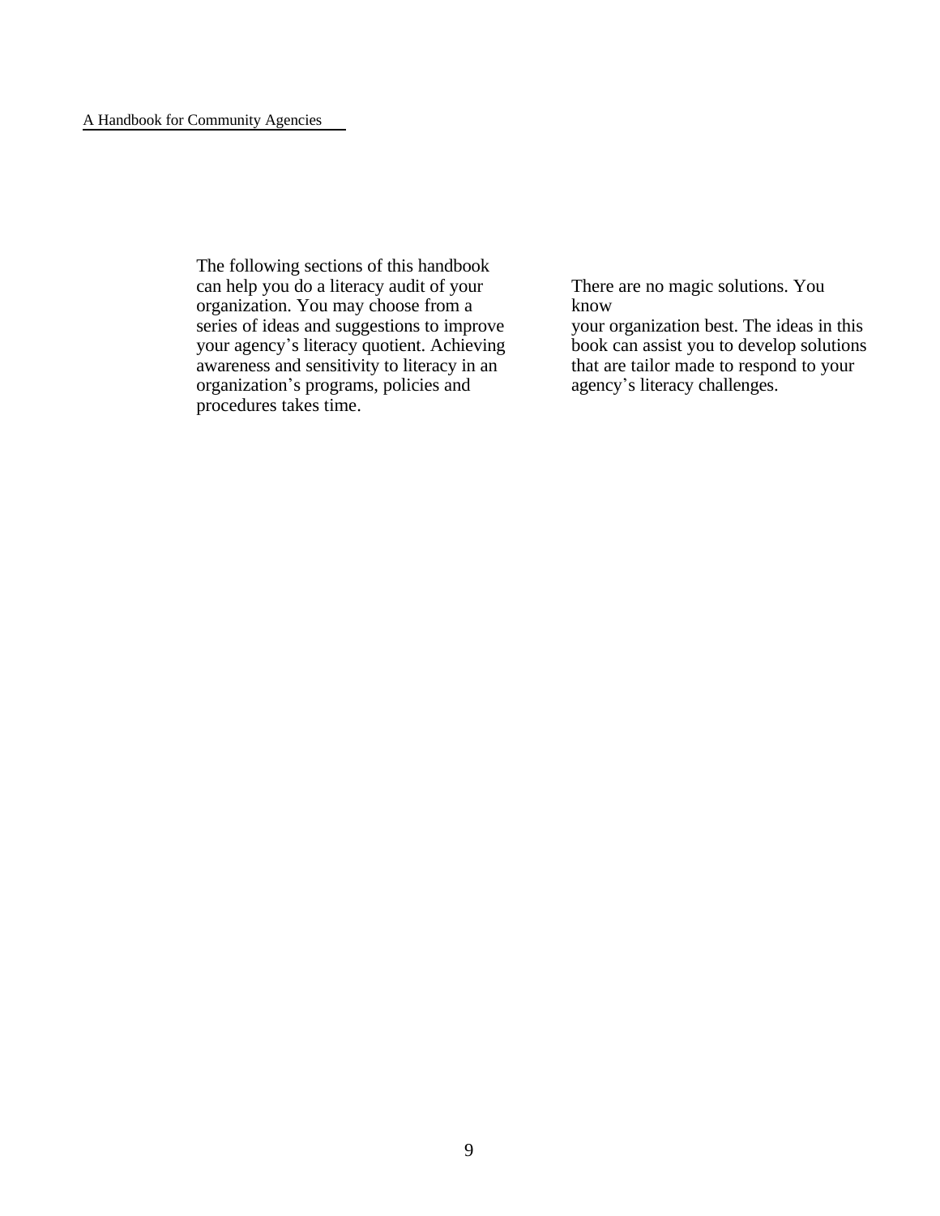The following sections of this handbook can help you do a literacy audit of your organization. You may choose from a series of ideas and suggestions to improve your agency's literacy quotient. Achieving awareness and sensitivity to literacy in an organization's programs, policies and procedures takes time.

There are no magic solutions. You know your organization best. The ideas in this book can assist you to develop solutions that are tailor made to respond to your agency's literacy challenges.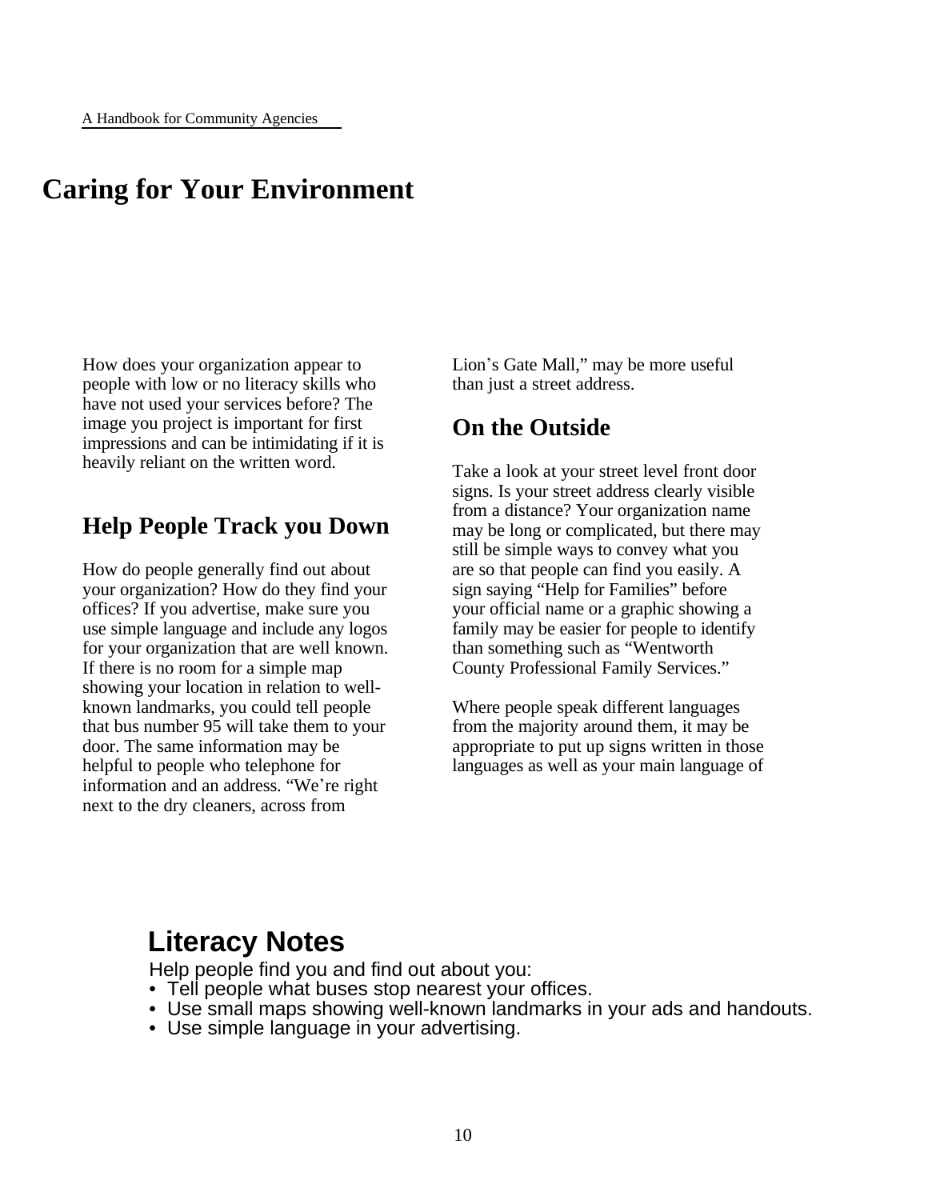# Caring for Your Environment

How does your organization appear to people with low or no literacy skills who have not used your services before? The image you project is important for first impressions and can be intimidating if it is heavily reliant on the written word.

## Help People Track you Down

How do people generally find out about your organization? How do they find your offices? If you advertise, make sure you use simple language and include any logos for your organization that are well known. If there is no room for a simple map showing your location in relation to well-known landmarks, you could tell people that bus number 95 will take them to your door. The same information may be helpful to people who telephone for information and an address. "We're right next to the dry cleaners, across from Lion's Gate Mall," may be more useful than just a street address.

## On the Outside

Take a look at your street level front door signs. Is your street address clearly visible from a distance? Your organization name may be long or complicated, but there may still be simple ways to convey what you are so that people can find you easily. A sign saying "Help for Families" before your official name or a graphic showing a family may be easier for people to identify than something such as "Wentworth County Professional Family Services."

Where people speak different languages from the majority around them, it may be appropriate to put up signs written in those languages as well as your main language of

## Literacy Notes

Help people find you and find out about you:

- Tell people what buses stop nearest your offices.
- Use small maps showing well-known landmarks in your ads and handouts.
- Use simple language in your advertising.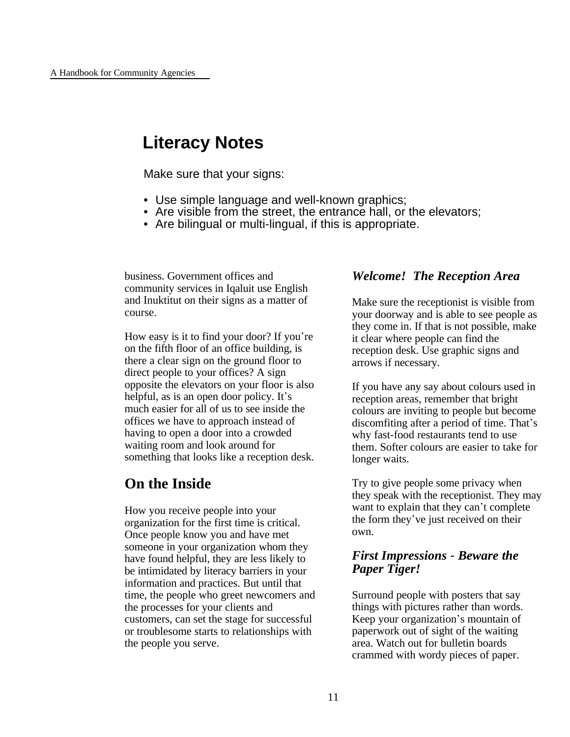## Literacy Notes

Make sure that your signs:

- Use simple language and well-known graphics;
- Are visible from the street, the entrance hall, or the elevators;
- Are bilingual or multi-lingual, if this is appropriate.

business. Government offices and community services in Iqaluit use English and Inuktitut on their signs as a matter of course.

How easy is it to find your door? If you're on the fifth floor of an office building, is there a clear sign on the ground floor to direct people to your offices? A sign opposite the elevators on your floor is also helpful, as is an open door policy. It's much easier for all of us to see inside the offices we have to approach instead of having to open a door into a crowded waiting room and look around for something that looks like a reception desk.

## On the Inside

How you receive people into your organization for the first time is critical. Once people know you and have met someone in your organization whom they have found helpful, they are less likely to be intimidated by literacy barriers in your information and practices. But until that time, the people who greet newcomers and the processes for your clients and customers, can set the stage for successful or troublesome starts to relationships with the people you serve.

### *Welcome!  The Reception Area*

Make sure the receptionist is visible from your doorway and is able to see people as they come in. If that is not possible, make it clear where people can find the reception desk. Use graphic signs and arrows if necessary.

If you have any say about colours used in reception areas, remember that bright colours are inviting to people but become discomfiting after a period of time. That's why fast-food restaurants tend to use them. Softer colours are easier to take for longer waits.

Try to give people some privacy when they speak with the receptionist. They may want to explain that they can't complete the form they've just received on their own.

### *First Impressions - Beware the Paper Tiger!*

Surround people with posters that say things with pictures rather than words. Keep your organization's mountain of paperwork out of sight of the waiting area. Watch out for bulletin boards crammed with wordy pieces of paper.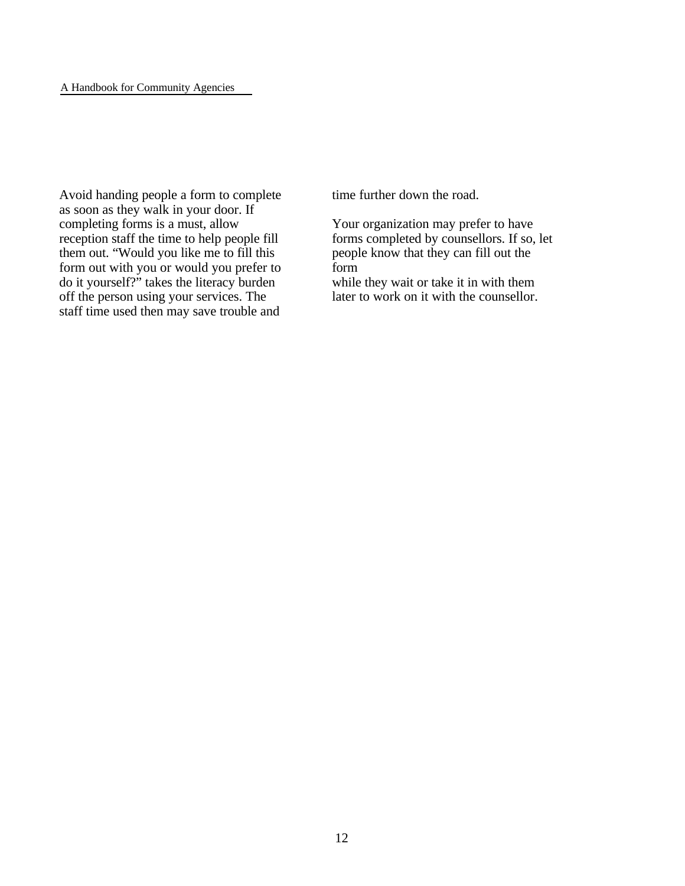Avoid handing people a form to complete as soon as they walk in your door. If completing forms is a must, allow reception staff the time to help people fill them out. "Would you like me to fill this form out with you or would you prefer to do it yourself?" takes the literacy burden off the person using your services. The staff time used then may save trouble and time further down the road.

Your organization may prefer to have forms completed by counsellors. If so, let people know that they can fill out the form while they wait or take it in with them later to work on it with the counsellor.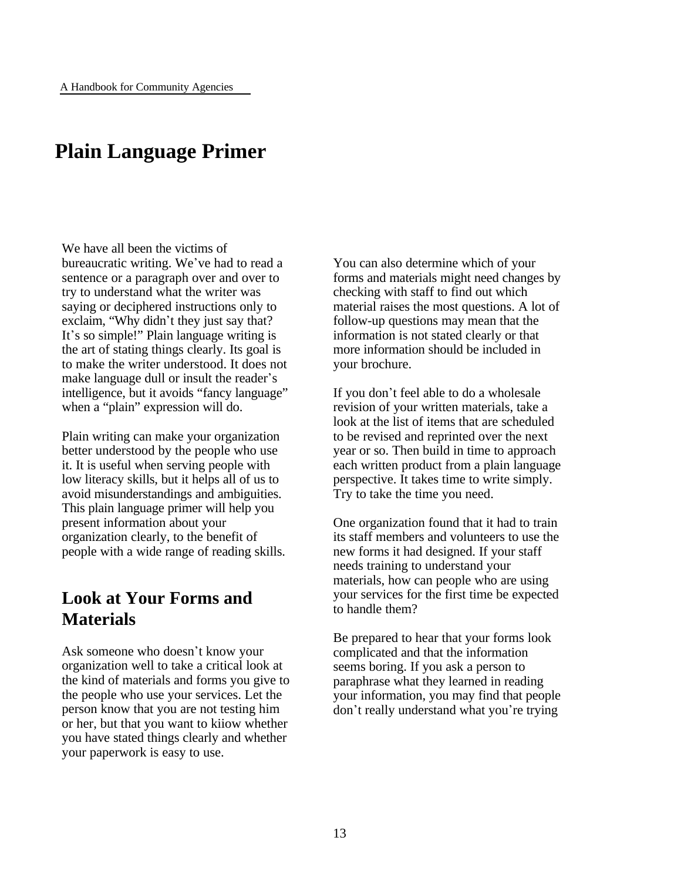# Plain Language Primer

We have all been the victims of bureaucratic writing. We've had to read a sentence or a paragraph over and over to try to understand what the writer was saying or deciphered instructions only to exclaim, "Why didn't they just say that? It's so simple!" Plain language writing is the art of stating things clearly. Its goal is to make the writer understood. It does not make language dull or insult the reader's intelligence, but it avoids "fancy language" when a "plain" expression will do.

Plain writing can make your organization better understood by the people who use it. It is useful when serving people with low literacy skills, but it helps all of us to avoid misunderstandings and ambiguities. This plain language primer will help you present information about your organization clearly, to the benefit of people with a wide range of reading skills.

## Look at Your Forms and Materials

Ask someone who doesn't know your organization well to take a critical look at the kind of materials and forms you give to the people who use your services. Let the person know that you are not testing him or her, but that you want to kiiow whether you have stated things clearly and whether your paperwork is easy to use.

You can also determine which of your forms and materials might need changes by checking with staff to find out which material raises the most questions. A lot of follow-up questions may mean that the information is not stated clearly or that more information should be included in your brochure.

If you don't feel able to do a wholesale revision of your written materials, take a look at the list of items that are scheduled to be revised and reprinted over the next year or so. Then build in time to approach each written product from a plain language perspective. It takes time to write simply. Try to take the time you need.

One organization found that it had to train its staff members and volunteers to use the new forms it had designed. If your staff needs training to understand your materials, how can people who are using your services for the first time be expected to handle them?

Be prepared to hear that your forms look complicated and that the information seems boring. If you ask a person to paraphrase what they learned in reading your information, you may find that people don't really understand what you're trying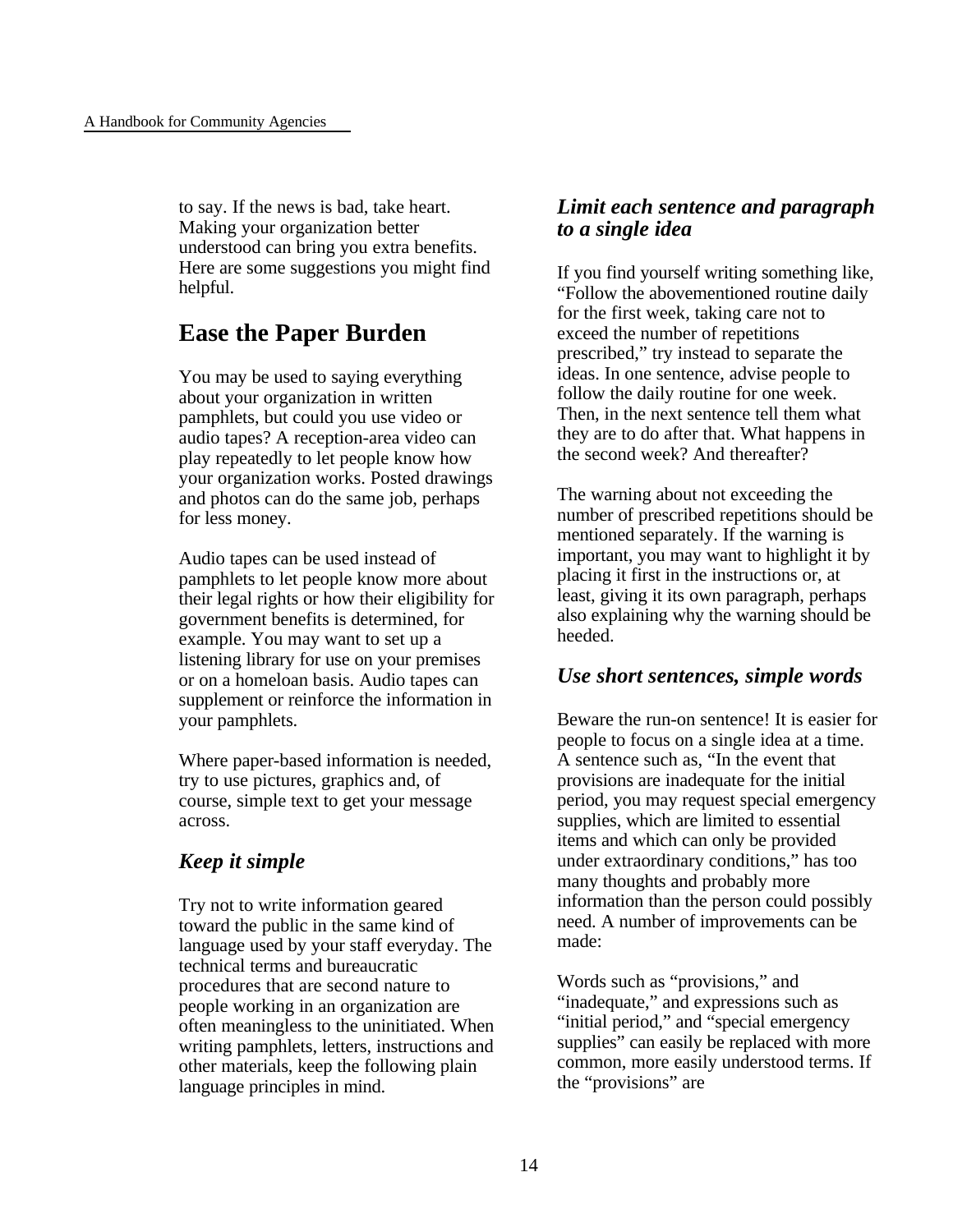to say. If the news is bad, take heart. Making your organization better understood can bring you extra benefits. Here are some suggestions you might find helpful.

## Ease the Paper Burden

You may be used to saying everything about your organization in written pamphlets, but could you use video or audio tapes? A reception-area video can play repeatedly to let people know how your organization works. Posted drawings and photos can do the same job, perhaps for less money.

Audio tapes can be used instead of pamphlets to let people know more about their legal rights or how their eligibility for government benefits is determined, for example. You may want to set up a listening library for use on your premises or on a homeloan basis. Audio tapes can supplement or reinforce the information in your pamphlets.

Where paper-based information is needed, try to use pictures, graphics and, of course, simple text to get your message across.

### *Keep it simple*

Try not to write information geared toward the public in the same kind of language used by your staff everyday. The technical terms and bureaucratic procedures that are second nature to people working in an organization are often meaningless to the uninitiated. When writing pamphlets, letters, instructions and other materials, keep the following plain language principles in mind.

### *Limit each sentence and paragraph to a single idea*

If you find yourself writing something like, "Follow the abovementioned routine daily for the first week, taking care not to exceed the number of repetitions prescribed," try instead to separate the ideas. In one sentence, advise people to follow the daily routine for one week. Then, in the next sentence tell them what they are to do after that. What happens in the second week? And thereafter?

The warning about not exceeding the number of prescribed repetitions should be mentioned separately. If the warning is important, you may want to highlight it by placing it first in the instructions or, at least, giving it its own paragraph, perhaps also explaining why the warning should be heeded.

### *Use short sentences, simple words*

Beware the run-on sentence! It is easier for people to focus on a single idea at a time. A sentence such as, "In the event that provisions are inadequate for the initial period, you may request special emergency supplies, which are limited to essential items and which can only be provided under extraordinary conditions," has too many thoughts and probably more information than the person could possibly need. A number of improvements can be made:

Words such as "provisions," and "inadequate," and expressions such as "initial period," and "special emergency supplies" can easily be replaced with more common, more easily understood terms. If the "provisions" are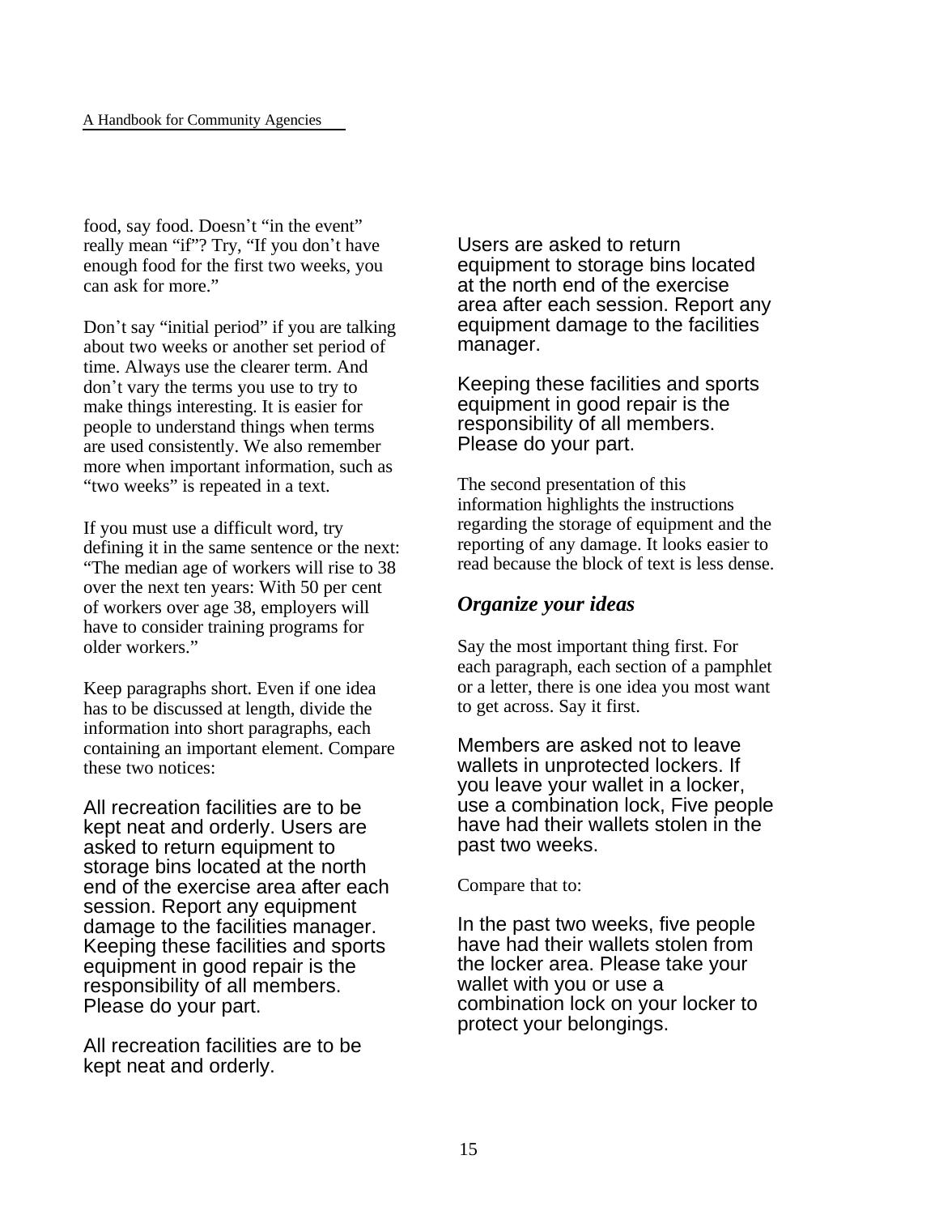food, say food. Doesn't "in the event" really mean "if"? Try, "If you don't have enough food for the first two weeks, you can ask for more."

Don't say "initial period" if you are talking about two weeks or another set period of time. Always use the clearer term. And don't vary the terms you use to try to make things interesting. It is easier for people to understand things when terms are used consistently. We also remember more when important information, such as "two weeks" is repeated in a text.

If you must use a difficult word, try defining it in the same sentence or the next: "The median age of workers will rise to 38 over the next ten years: With 50 per cent of workers over age 38, employers will have to consider training programs for older workers."

Keep paragraphs short. Even if one idea has to be discussed at length, divide the information into short paragraphs, each containing an important element. Compare these two notices:

All recreation facilities are to be kept neat and orderly. Users are asked to return equipment to storage bins located at the north end of the exercise area after each session. Report any equipment damage to the facilities manager. Keeping these facilities and sports equipment in good repair is the responsibility of all members. Please do your part.

All recreation facilities are to be kept neat and orderly.

Users are asked to return equipment to storage bins located at the north end of the exercise area after each session. Report any equipment damage to the facilities manager.

Keeping these facilities and sports equipment in good repair is the responsibility of all members. Please do your part.

The second presentation of this information highlights the instructions regarding the storage of equipment and the reporting of any damage. It looks easier to read because the block of text is less dense.

### *Organize your ideas*

Say the most important thing first. For each paragraph, each section of a pamphlet or a letter, there is one idea you most want to get across. Say it first.

Members are asked not to leave wallets in unprotected lockers. If you leave your wallet in a locker, use a combination lock, Five people have had their wallets stolen in the past two weeks.

Compare that to:

In the past two weeks, five people have had their wallets stolen from the locker area. Please take your wallet with you or use a combination lock on your locker to protect your belongings.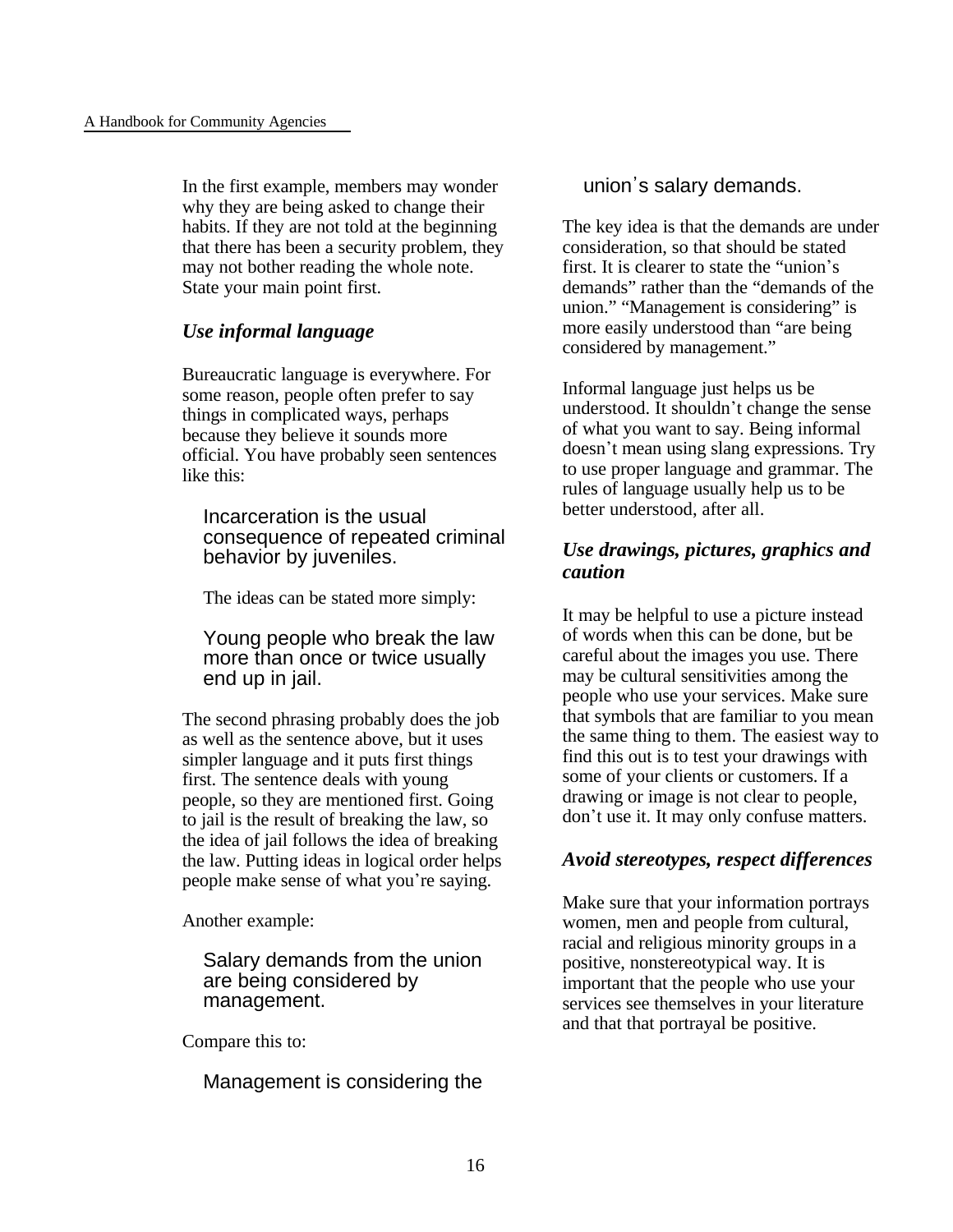In the first example, members may wonder why they are being asked to change their habits. If they are not told at the beginning that there has been a security problem, they may not bother reading the whole note. State your main point first.

### *Use informal language*

Bureaucratic language is everywhere. For some reason, people often prefer to say things in complicated ways, perhaps because they believe it sounds more official. You have probably seen sentences like this:

> Incarceration is the usual consequence of repeated criminal behavior by juveniles.

The ideas can be stated more simply:

> Young people who break the law more than once or twice usually end up in jail.

The second phrasing probably does the job as well as the sentence above, but it uses simpler language and it puts first things first. The sentence deals with young people, so they are mentioned first. Going to jail is the result of breaking the law, so the idea of jail follows the idea of breaking the law. Putting ideas in logical order helps people make sense of what you're saying.

Another example:

> Salary demands from the union are being considered by management.

Compare this to:

> Management is considering the union's salary demands.

The key idea is that the demands are under consideration, so that should be stated first. It is clearer to state the "union's demands" rather than the "demands of the union." "Management is considering" is more easily understood than "are being considered by management."

Informal language just helps us be understood. It shouldn't change the sense of what you want to say. Being informal doesn't mean using slang expressions. Try to use proper language and grammar. The rules of language usually help us to be better understood, after all.

### *Use drawings, pictures, graphics and caution*

It may be helpful to use a picture instead of words when this can be done, but be careful about the images you use. There may be cultural sensitivities among the people who use your services. Make sure that symbols that are familiar to you mean the same thing to them. The easiest way to find this out is to test your drawings with some of your clients or customers. If a drawing or image is not clear to people, don't use it. It may only confuse matters.

### *Avoid stereotypes, respect differences*

Make sure that your information portrays women, men and people from cultural, racial and religious minority groups in a positive, nonstereotypical way. It is important that the people who use your services see themselves in your literature and that that portrayal be positive.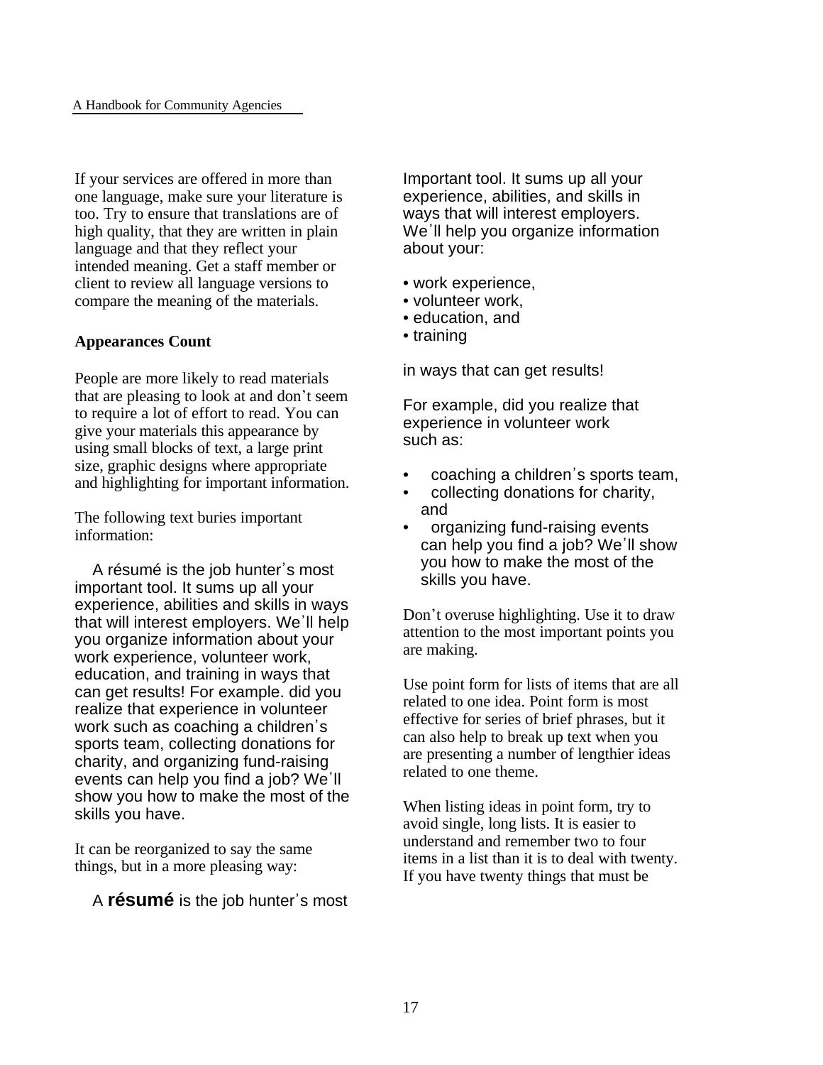If your services are offered in more than one language, make sure your literature is too. Try to ensure that translations are of high quality, that they are written in plain language and that they reflect your intended meaning. Get a staff member or client to review all language versions to compare the meaning of the materials.

**Appearances Count**

People are more likely to read materials that are pleasing to look at and don't seem to require a lot of effort to read. You can give your materials this appearance by using small blocks of text, a large print size, graphic designs where appropriate and highlighting for important information.

The following text buries important information:

> A résumé is the job hunter's most important tool. It sums up all your experience, abilities and skills in ways that will interest employers. We'll help you organize information about your work experience, volunteer work, education, and training in ways that can get results! For example. did you realize that experience in volunteer work such as coaching a children's sports team, collecting donations for charity, and organizing fund-raising events can help you find a job? We'll show you how to make the most of the skills you have.

It can be reorganized to say the same things, but in a more pleasing way:

> A **résumé** is the job hunter's most important tool. It sums up all your experience, abilities, and skills in ways that will interest employers. We'll help you organize information about your:
>
> - work experience,
> - volunteer work,
> - education, and
> - training
>
> in ways that can get results!
>
> For example, did you realize that experience in volunteer work such as:
>
> - coaching a children's sports team,
> - collecting donations for charity, and
> - organizing fund-raising events
>
> can help you find a job? We'll show you how to make the most of the skills you have.

Don't overuse highlighting. Use it to draw attention to the most important points you are making.

Use point form for lists of items that are all related to one idea. Point form is most effective for series of brief phrases, but it can also help to break up text when you are presenting a number of lengthier ideas related to one theme.

When listing ideas in point form, try to avoid single, long lists. It is easier to understand and remember two to four items in a list than it is to deal with twenty. If you have twenty things that must be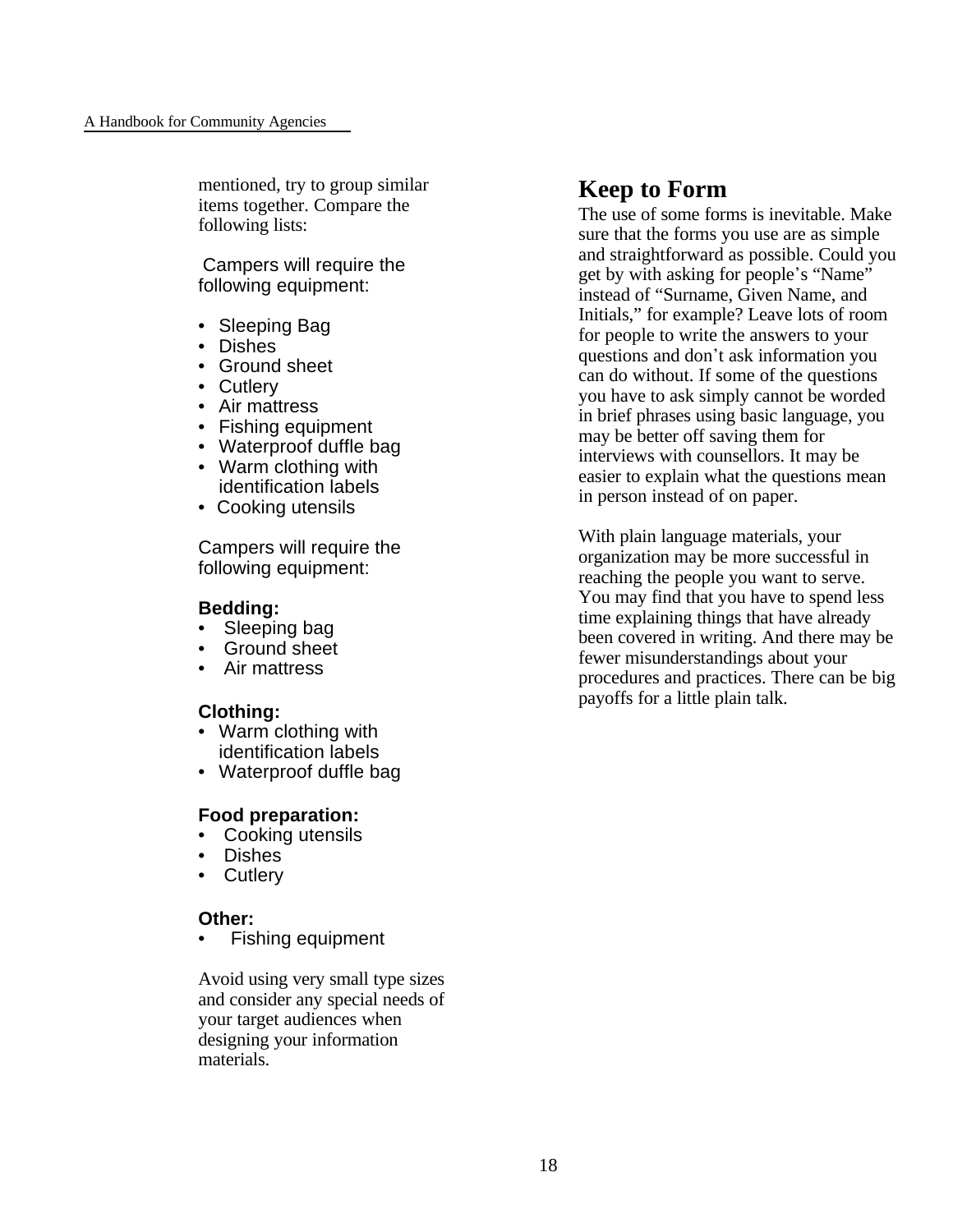mentioned, try to group similar items together. Compare the following lists:

Campers will require the following equipment:

- Sleeping Bag
- Dishes
- Ground sheet
- Cutlery
- Air mattress
- Fishing equipment
- Waterproof duffle bag
- Warm clothing with identification labels
- Cooking utensils

Campers will require the following equipment:

**Bedding:**

- Sleeping bag
- Ground sheet
- Air mattress

**Clothing:**

- Warm clothing with identification labels
- Waterproof duffle bag

**Food preparation:**

- Cooking utensils
- Dishes
- Cutlery

**Other:**

- Fishing equipment

Avoid using very small type sizes and consider any special needs of your target audiences when designing your information materials.

## Keep to Form

The use of some forms is inevitable. Make sure that the forms you use are as simple and straightforward as possible. Could you get by with asking for people's "Name" instead of "Surname, Given Name, and Initials," for example? Leave lots of room for people to write the answers to your questions and don't ask information you can do without. If some of the questions you have to ask simply cannot be worded in brief phrases using basic language, you may be better off saving them for interviews with counsellors. It may be easier to explain what the questions mean in person instead of on paper.

With plain language materials, your organization may be more successful in reaching the people you want to serve. You may find that you have to spend less time explaining things that have already been covered in writing. And there may be fewer misunderstandings about your procedures and practices. There can be big payoffs for a little plain talk.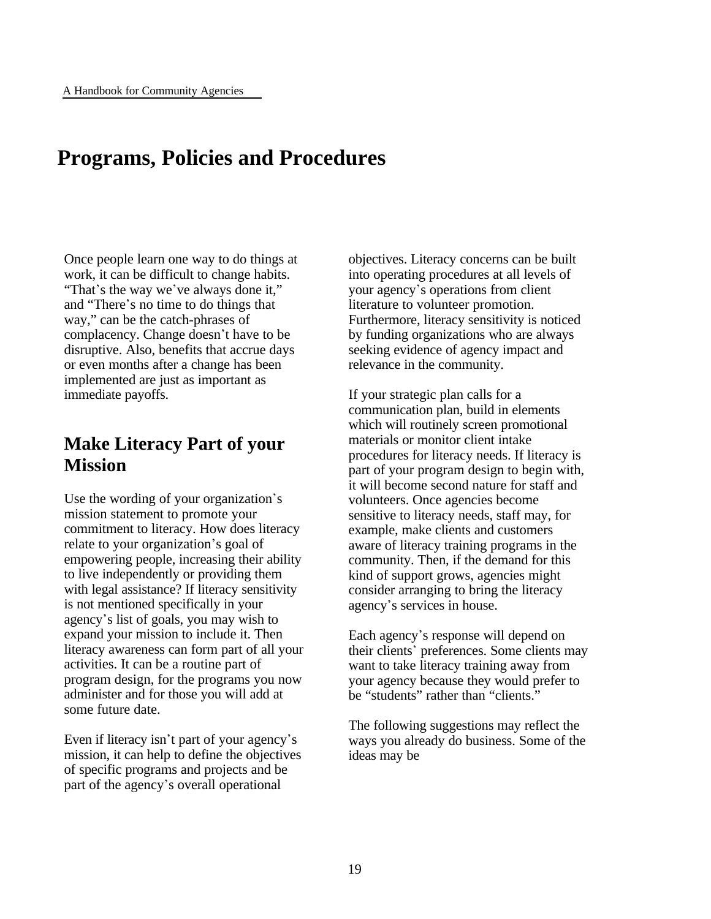# Programs, Policies and Procedures

Once people learn one way to do things at work, it can be difficult to change habits. “That’s the way we’ve always done it,” and “There’s no time to do things that way,” can be the catch-phrases of complacency. Change doesn’t have to be disruptive. Also, benefits that accrue days or even months after a change has been implemented are just as important as immediate payoffs.

## Make Literacy Part of your Mission

Use the wording of your organization’s mission statement to promote your commitment to literacy. How does literacy relate to your organization’s goal of empowering people, increasing their ability to live independently or providing them with legal assistance? If literacy sensitivity is not mentioned specifically in your agency’s list of goals, you may wish to expand your mission to include it. Then literacy awareness can form part of all your activities. It can be a routine part of program design, for the programs you now administer and for those you will add at some future date.

Even if literacy isn’t part of your agency’s mission, it can help to define the objectives of specific programs and projects and be part of the agency’s overall operational objectives. Literacy concerns can be built into operating procedures at all levels of your agency’s operations from client literature to volunteer promotion. Furthermore, literacy sensitivity is noticed by funding organizations who are always seeking evidence of agency impact and relevance in the community.

If your strategic plan calls for a communication plan, build in elements which will routinely screen promotional materials or monitor client intake procedures for literacy needs. If literacy is part of your program design to begin with, it will become second nature for staff and volunteers. Once agencies become sensitive to literacy needs, staff may, for example, make clients and customers aware of literacy training programs in the community. Then, if the demand for this kind of support grows, agencies might consider arranging to bring the literacy agency’s services in house.

Each agency’s response will depend on their clients’ preferences. Some clients may want to take literacy training away from your agency because they would prefer to be “students” rather than “clients.”

The following suggestions may reflect the ways you already do business. Some of the ideas may be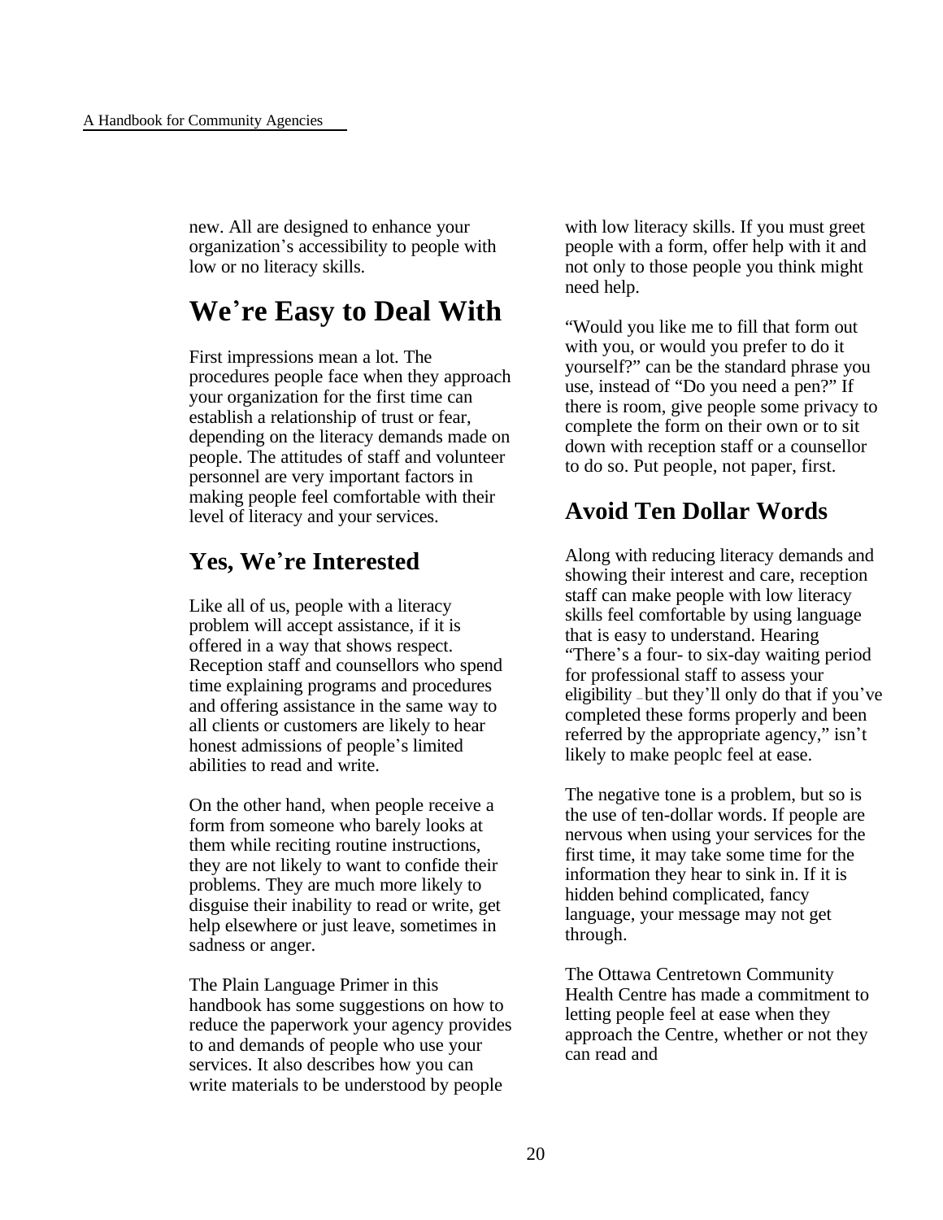new. All are designed to enhance your organization's accessibility to people with low or no literacy skills.

# We're Easy to Deal With

First impressions mean a lot. The procedures people face when they approach your organization for the first time can establish a relationship of trust or fear, depending on the literacy demands made on people. The attitudes of staff and volunteer personnel are very important factors in making people feel comfortable with their level of literacy and your services.

## Yes, We're Interested

Like all of us, people with a literacy problem will accept assistance, if it is offered in a way that shows respect. Reception staff and counsellors who spend time explaining programs and procedures and offering assistance in the same way to all clients or customers are likely to hear honest admissions of people's limited abilities to read and write.

On the other hand, when people receive a form from someone who barely looks at them while reciting routine instructions, they are not likely to want to confide their problems. They are much more likely to disguise their inability to read or write, get help elsewhere or just leave, sometimes in sadness or anger.

The Plain Language Primer in this handbook has some suggestions on how to reduce the paperwork your agency provides to and demands of people who use your services. It also describes how you can write materials to be understood by people with low literacy skills. If you must greet people with a form, offer help with it and not only to those people you think might need help.

"Would you like me to fill that form out with you, or would you prefer to do it yourself?" can be the standard phrase you use, instead of "Do you need a pen?" If there is room, give people some privacy to complete the form on their own or to sit down with reception staff or a counsellor to do so. Put people, not paper, first.

## Avoid Ten Dollar Words

Along with reducing literacy demands and showing their interest and care, reception staff can make people with low literacy skills feel comfortable by using language that is easy to understand. Hearing "There's a four- to six-day waiting period for professional staff to assess your eligibility – but they'll only do that if you've completed these forms properly and been referred by the appropriate agency," isn't likely to make peoplc feel at ease.

The negative tone is a problem, but so is the use of ten-dollar words. If people are nervous when using your services for the first time, it may take some time for the information they hear to sink in. If it is hidden behind complicated, fancy language, your message may not get through.

The Ottawa Centretown Community Health Centre has made a commitment to letting people feel at ease when they approach the Centre, whether or not they can read and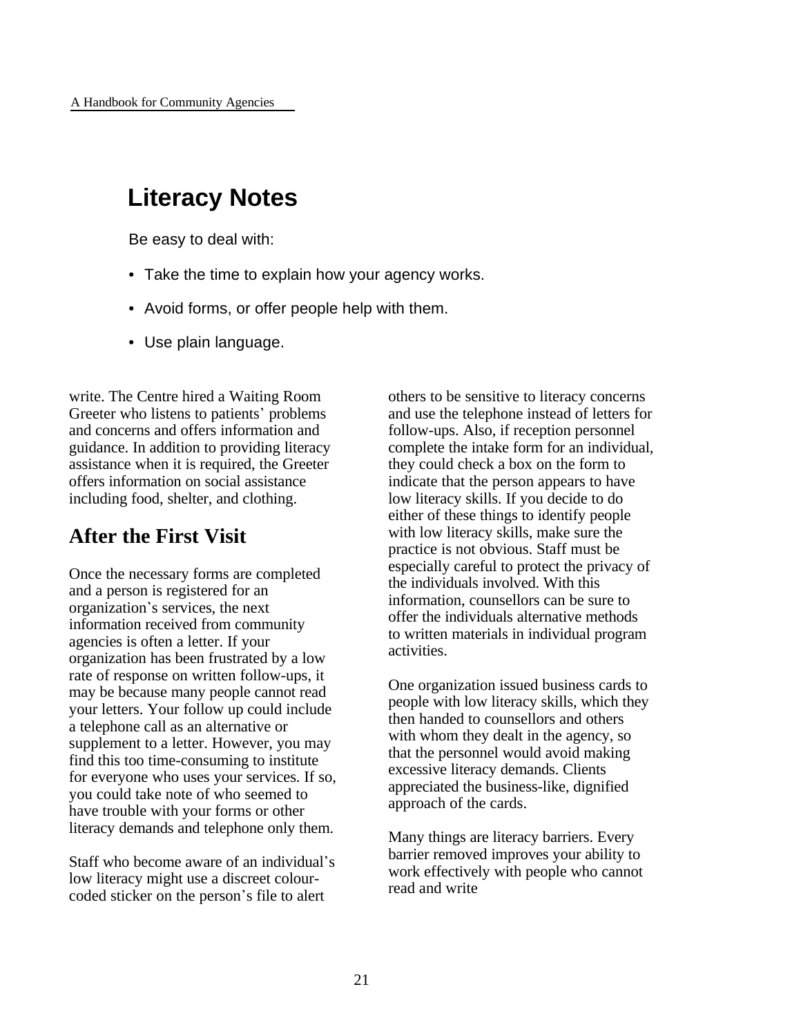## Literacy Notes

Be easy to deal with:

- Take the time to explain how your agency works.
- Avoid forms, or offer people help with them.
- Use plain language.

write. The Centre hired a Waiting Room Greeter who listens to patients' problems and concerns and offers information and guidance. In addition to providing literacy assistance when it is required, the Greeter offers information on social assistance including food, shelter, and clothing.

## After the First Visit

Once the necessary forms are completed and a person is registered for an organization's services, the next information received from community agencies is often a letter. If your organization has been frustrated by a low rate of response on written follow-ups, it may be because many people cannot read your letters. Your follow up could include a telephone call as an alternative or supplement to a letter. However, you may find this too time-consuming to institute for everyone who uses your services. If so, you could take note of who seemed to have trouble with your forms or other literacy demands and telephone only them.

Staff who become aware of an individual's low literacy might use a discreet colour-coded sticker on the person's file to alert others to be sensitive to literacy concerns and use the telephone instead of letters for follow-ups. Also, if reception personnel complete the intake form for an individual, they could check a box on the form to indicate that the person appears to have low literacy skills. If you decide to do either of these things to identify people with low literacy skills, make sure the practice is not obvious. Staff must be especially careful to protect the privacy of the individuals involved. With this information, counsellors can be sure to offer the individuals alternative methods to written materials in individual program activities.

One organization issued business cards to people with low literacy skills, which they then handed to counsellors and others with whom they dealt in the agency, so that the personnel would avoid making excessive literacy demands. Clients appreciated the business-like, dignified approach of the cards.

Many things are literacy barriers. Every barrier removed improves your ability to work effectively with people who cannot read and write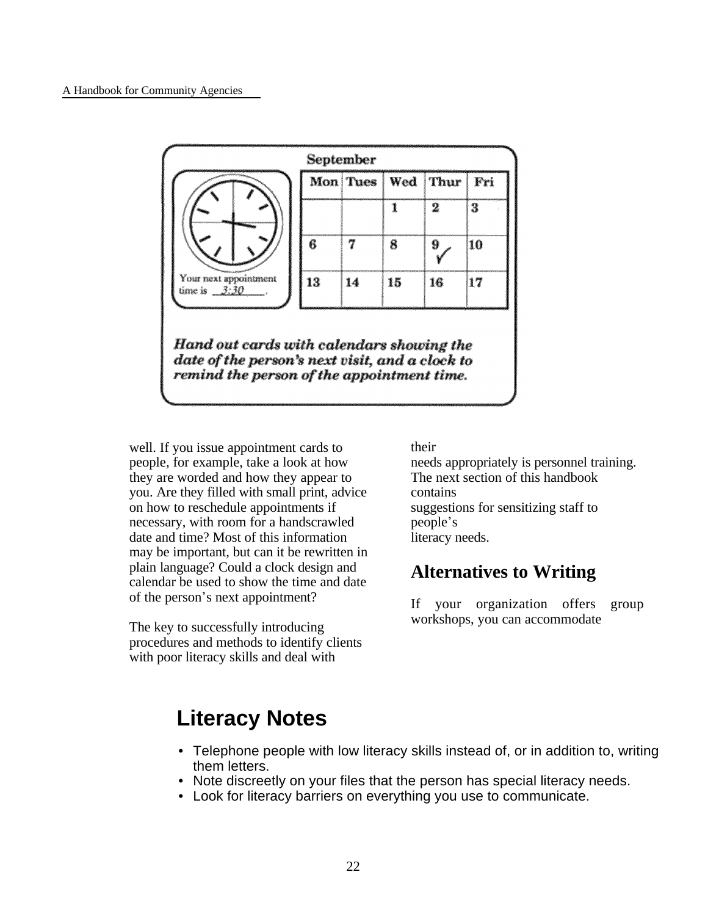September

| Mon | Tues | Wed | Thur | Fri |
|---|---|---|---|---|
| | | 1 | 2 | 3 |
| 6 | 7 | 8 | 9 ✓ | 10 |
| 13 | 14 | 15 | 16 | 17 |

Your next appointment time is 3:30.

***Hand out cards with calendars showing the date of the person's next visit, and a clock to remind the person of the appointment time.***

well. If you issue appointment cards to people, for example, take a look at how they are worded and how they appear to you. Are they filled with small print, advice on how to reschedule appointments if necessary, with room for a handscrawled date and time? Most of this information may be important, but can it be rewritten in plain language? Could a clock design and calendar be used to show the time and date of the person's next appointment?

The key to successfully introducing procedures and methods to identify clients with poor literacy skills and deal with their needs appropriately is personnel training. The next section of this handbook contains suggestions for sensitizing staff to people's literacy needs.

## Alternatives to Writing

If your organization offers group workshops, you can accommodate

## Literacy Notes

- Telephone people with low literacy skills instead of, or in addition to, writing them letters.
- Note discreetly on your files that the person has special literacy needs.
- Look for literacy barriers on everything you use to communicate.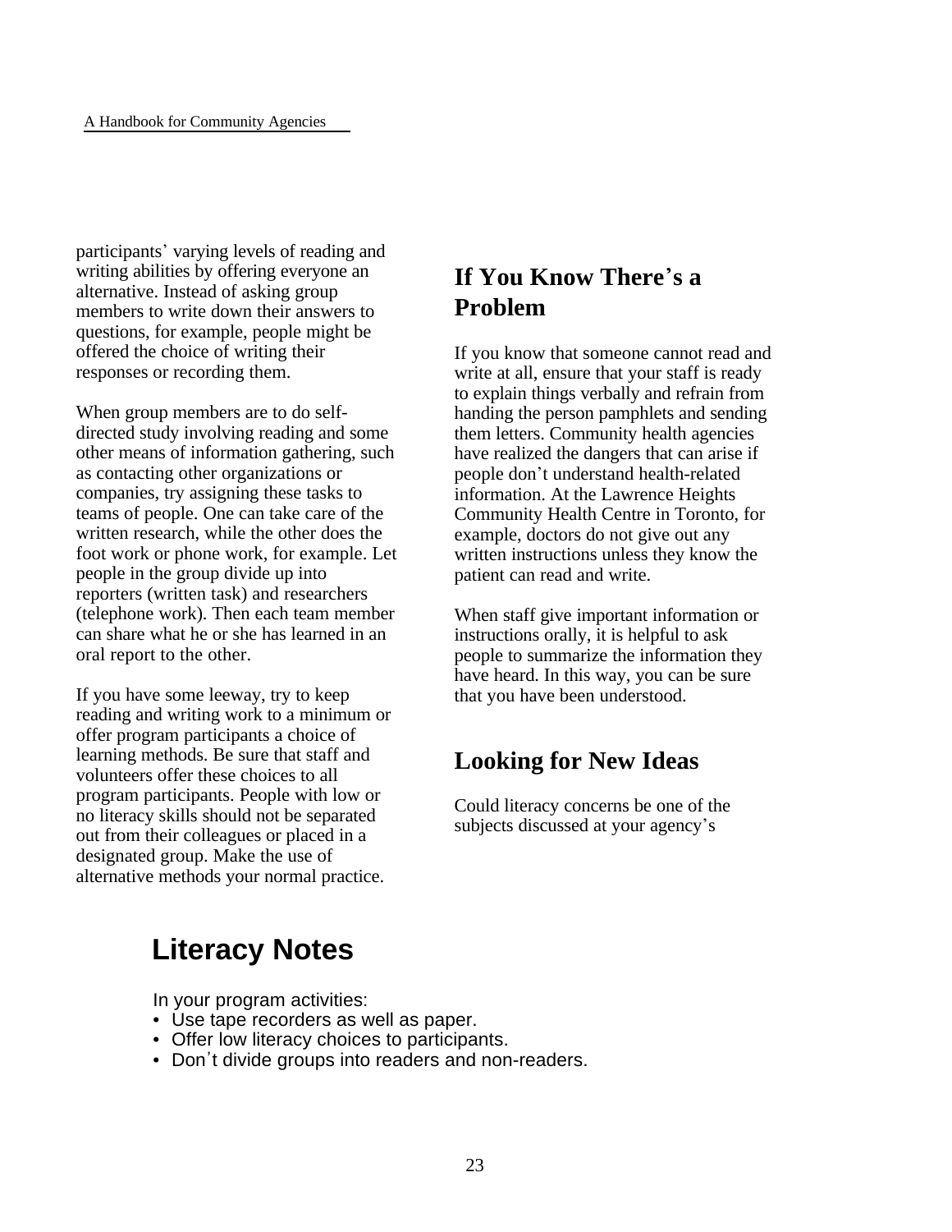participants' varying levels of reading and writing abilities by offering everyone an alternative. Instead of asking group members to write down their answers to questions, for example, people might be offered the choice of writing their responses or recording them.

When group members are to do self-directed study involving reading and some other means of information gathering, such as contacting other organizations or companies, try assigning these tasks to teams of people. One can take care of the written research, while the other does the foot work or phone work, for example. Let people in the group divide up into reporters (written task) and researchers (telephone work). Then each team member can share what he or she has learned in an oral report to the other.

If you have some leeway, try to keep reading and writing work to a minimum or offer program participants a choice of learning methods. Be sure that staff and volunteers offer these choices to all program participants. People with low or no literacy skills should not be separated out from their colleagues or placed in a designated group. Make the use of alternative methods your normal practice.

## If You Know There's a Problem

If you know that someone cannot read and write at all, ensure that your staff is ready to explain things verbally and refrain from handing the person pamphlets and sending them letters. Community health agencies have realized the dangers that can arise if people don't understand health-related information. At the Lawrence Heights Community Health Centre in Toronto, for example, doctors do not give out any written instructions unless they know the patient can read and write.

When staff give important information or instructions orally, it is helpful to ask people to summarize the information they have heard. In this way, you can be sure that you have been understood.

## Looking for New Ideas

Could literacy concerns be one of the subjects discussed at your agency's

## Literacy Notes

In your program activities:

- Use tape recorders as well as paper.
- Offer low literacy choices to participants.
- Don't divide groups into readers and non-readers.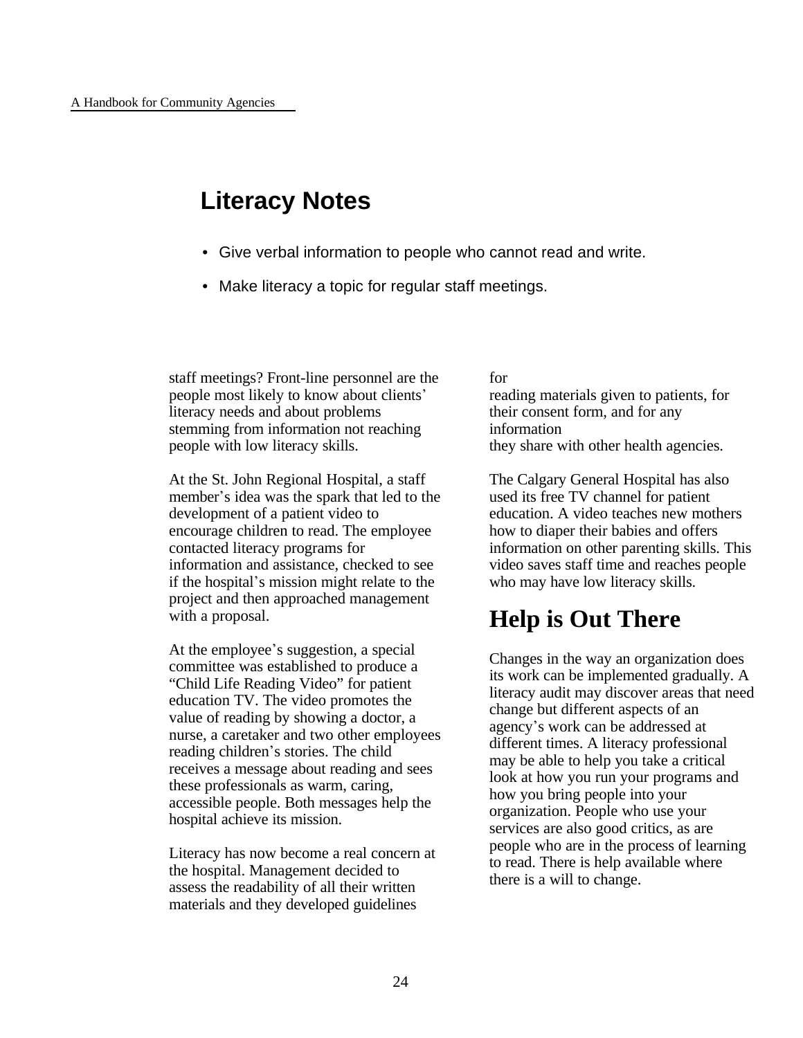## Literacy Notes

- Give verbal information to people who cannot read and write.
- Make literacy a topic for regular staff meetings.

staff meetings? Front-line personnel are the people most likely to know about clients' literacy needs and about problems stemming from information not reaching people with low literacy skills.

At the St. John Regional Hospital, a staff member's idea was the spark that led to the development of a patient video to encourage children to read. The employee contacted literacy programs for information and assistance, checked to see if the hospital's mission might relate to the project and then approached management with a proposal.

At the employee's suggestion, a special committee was established to produce a "Child Life Reading Video" for patient education TV. The video promotes the value of reading by showing a doctor, a nurse, a caretaker and two other employees reading children's stories. The child receives a message about reading and sees these professionals as warm, caring, accessible people. Both messages help the hospital achieve its mission.

Literacy has now become a real concern at the hospital. Management decided to assess the readability of all their written materials and they developed guidelines for reading materials given to patients, for their consent form, and for any information they share with other health agencies.

The Calgary General Hospital has also used its free TV channel for patient education. A video teaches new mothers how to diaper their babies and offers information on other parenting skills. This video saves staff time and reaches people who may have low literacy skills.

# Help is Out There

Changes in the way an organization does its work can be implemented gradually. A literacy audit may discover areas that need change but different aspects of an agency's work can be addressed at different times. A literacy professional may be able to help you take a critical look at how you run your programs and how you bring people into your organization. People who use your services are also good critics, as are people who are in the process of learning to read. There is help available where there is a will to change.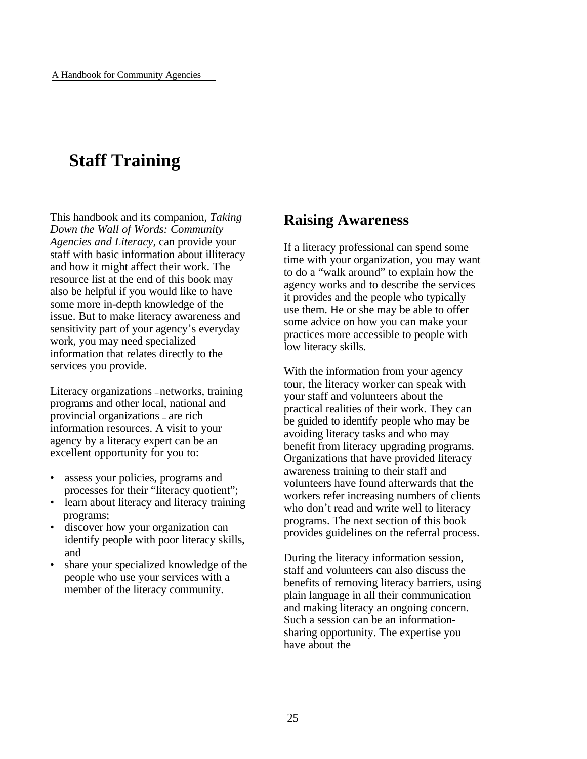# Staff Training

This handbook and its companion, *Taking Down the Wall of Words: Community Agencies and Literacy*, can provide your staff with basic information about illiteracy and how it might affect their work. The resource list at the end of this book may also be helpful if you would like to have some more in-depth knowledge of the issue. But to make literacy awareness and sensitivity part of your agency's everyday work, you may need specialized information that relates directly to the services you provide.

Literacy organizations – networks, training programs and other local, national and provincial organizations – are rich information resources. A visit to your agency by a literacy expert can be an excellent opportunity for you to:

- assess your policies, programs and processes for their "literacy quotient";
- learn about literacy and literacy training programs;
- discover how your organization can identify people with poor literacy skills, and
- share your specialized knowledge of the people who use your services with a member of the literacy community.

## Raising Awareness

If a literacy professional can spend some time with your organization, you may want to do a "walk around" to explain how the agency works and to describe the services it provides and the people who typically use them. He or she may be able to offer some advice on how you can make your practices more accessible to people with low literacy skills.

With the information from your agency tour, the literacy worker can speak with your staff and volunteers about the practical realities of their work. They can be guided to identify people who may be avoiding literacy tasks and who may benefit from literacy upgrading programs. Organizations that have provided literacy awareness training to their staff and volunteers have found afterwards that the workers refer increasing numbers of clients who don't read and write well to literacy programs. The next section of this book provides guidelines on the referral process.

During the literacy information session, staff and volunteers can also discuss the benefits of removing literacy barriers, using plain language in all their communication and making literacy an ongoing concern. Such a session can be an information-sharing opportunity. The expertise you have about the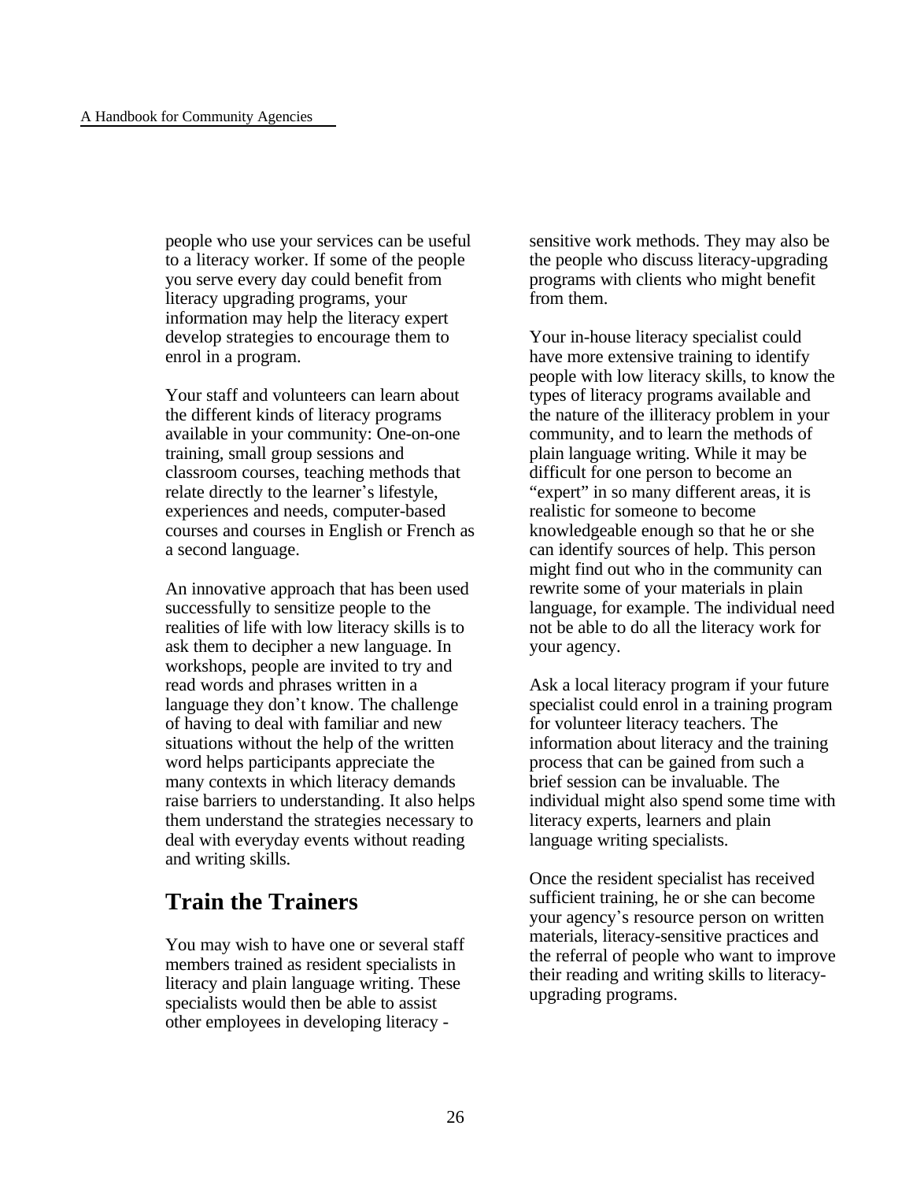people who use your services can be useful to a literacy worker. If some of the people you serve every day could benefit from literacy upgrading programs, your information may help the literacy expert develop strategies to encourage them to enrol in a program.

Your staff and volunteers can learn about the different kinds of literacy programs available in your community: One-on-one training, small group sessions and classroom courses, teaching methods that relate directly to the learner's lifestyle, experiences and needs, computer-based courses and courses in English or French as a second language.

An innovative approach that has been used successfully to sensitize people to the realities of life with low literacy skills is to ask them to decipher a new language. In workshops, people are invited to try and read words and phrases written in a language they don't know. The challenge of having to deal with familiar and new situations without the help of the written word helps participants appreciate the many contexts in which literacy demands raise barriers to understanding. It also helps them understand the strategies necessary to deal with everyday events without reading and writing skills.

## Train the Trainers

You may wish to have one or several staff members trained as resident specialists in literacy and plain language writing. These specialists would then be able to assist other employees in developing literacy - sensitive work methods. They may also be the people who discuss literacy-upgrading programs with clients who might benefit from them.

Your in-house literacy specialist could have more extensive training to identify people with low literacy skills, to know the types of literacy programs available and the nature of the illiteracy problem in your community, and to learn the methods of plain language writing. While it may be difficult for one person to become an "expert" in so many different areas, it is realistic for someone to become knowledgeable enough so that he or she can identify sources of help. This person might find out who in the community can rewrite some of your materials in plain language, for example. The individual need not be able to do all the literacy work for your agency.

Ask a local literacy program if your future specialist could enrol in a training program for volunteer literacy teachers. The information about literacy and the training process that can be gained from such a brief session can be invaluable. The individual might also spend some time with literacy experts, learners and plain language writing specialists.

Once the resident specialist has received sufficient training, he or she can become your agency's resource person on written materials, literacy-sensitive practices and the referral of people who want to improve their reading and writing skills to literacy-upgrading programs.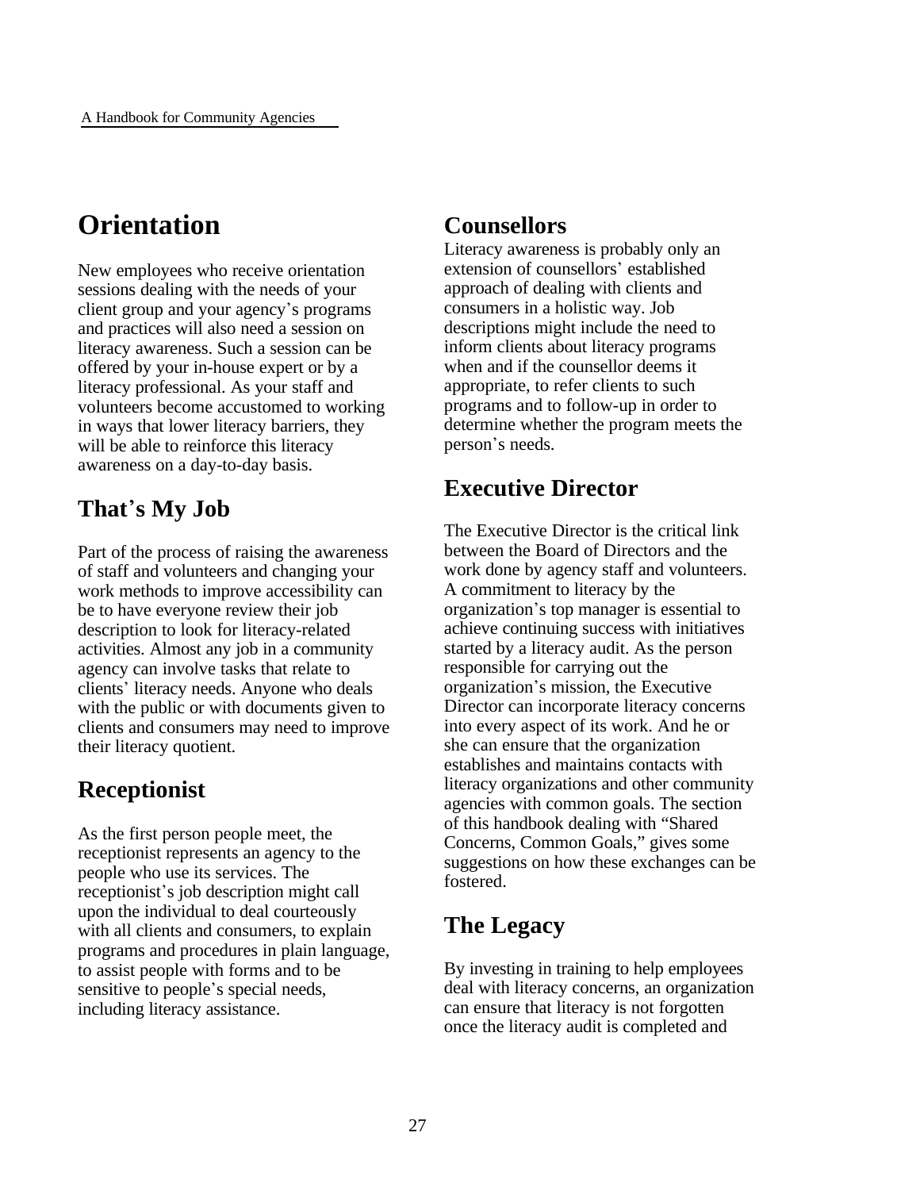# Orientation

New employees who receive orientation sessions dealing with the needs of your client group and your agency's programs and practices will also need a session on literacy awareness. Such a session can be offered by your in-house expert or by a literacy professional. As your staff and volunteers become accustomed to working in ways that lower literacy barriers, they will be able to reinforce this literacy awareness on a day-to-day basis.

## That's My Job

Part of the process of raising the awareness of staff and volunteers and changing your work methods to improve accessibility can be to have everyone review their job description to look for literacy-related activities. Almost any job in a community agency can involve tasks that relate to clients' literacy needs. Anyone who deals with the public or with documents given to clients and consumers may need to improve their literacy quotient.

## Receptionist

As the first person people meet, the receptionist represents an agency to the people who use its services. The receptionist's job description might call upon the individual to deal courteously with all clients and consumers, to explain programs and procedures in plain language, to assist people with forms and to be sensitive to people's special needs, including literacy assistance.

## Counsellors

Literacy awareness is probably only an extension of counsellors' established approach of dealing with clients and consumers in a holistic way. Job descriptions might include the need to inform clients about literacy programs when and if the counsellor deems it appropriate, to refer clients to such programs and to follow-up in order to determine whether the program meets the person's needs.

## Executive Director

The Executive Director is the critical link between the Board of Directors and the work done by agency staff and volunteers. A commitment to literacy by the organization's top manager is essential to achieve continuing success with initiatives started by a literacy audit. As the person responsible for carrying out the organization's mission, the Executive Director can incorporate literacy concerns into every aspect of its work. And he or she can ensure that the organization establishes and maintains contacts with literacy organizations and other community agencies with common goals. The section of this handbook dealing with "Shared Concerns, Common Goals," gives some suggestions on how these exchanges can be fostered.

## The Legacy

By investing in training to help employees deal with literacy concerns, an organization can ensure that literacy is not forgotten once the literacy audit is completed and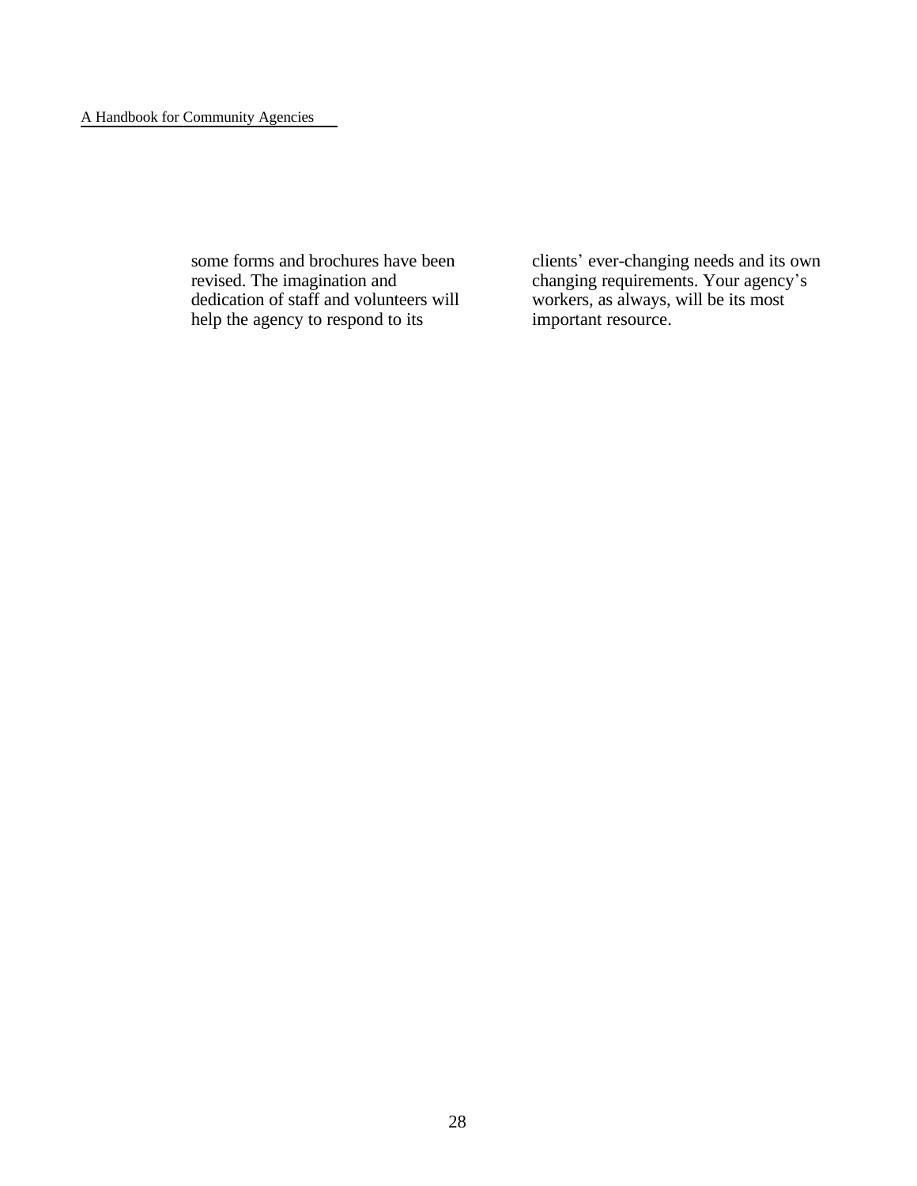some forms and brochures have been revised. The imagination and dedication of staff and volunteers will help the agency to respond to its clients' ever-changing needs and its own changing requirements. Your agency's workers, as always, will be its most important resource.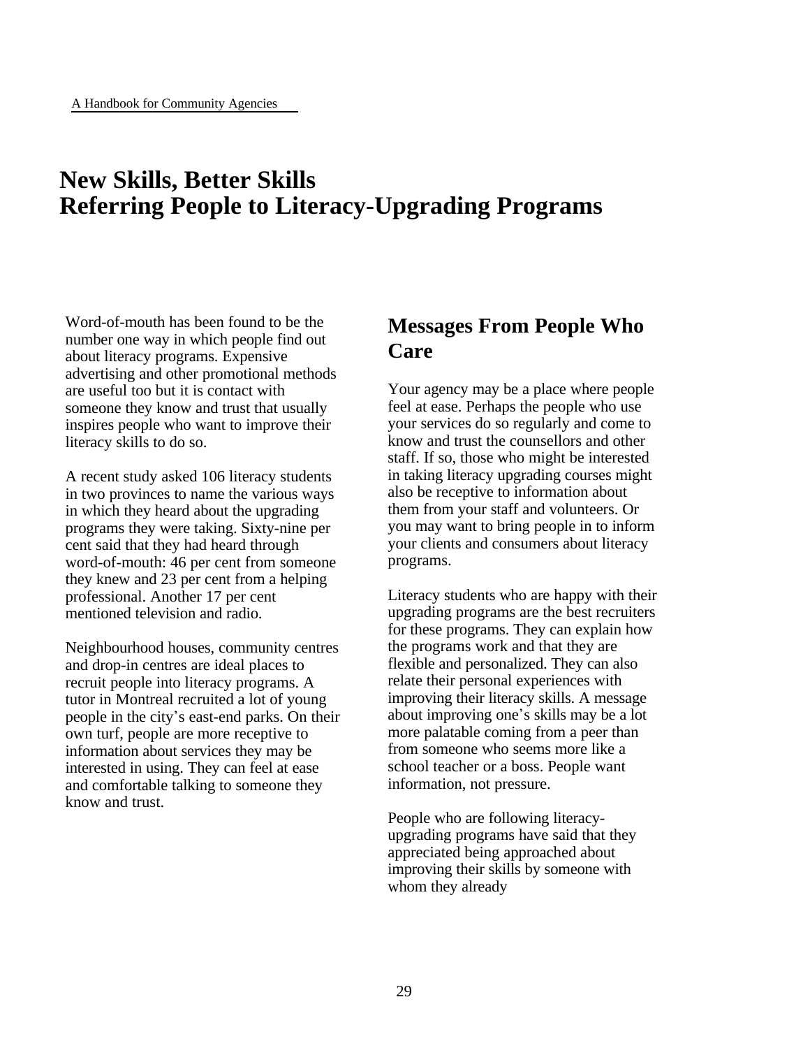# New Skills, Better Skills
# Referring People to Literacy-Upgrading Programs

Word-of-mouth has been found to be the number one way in which people find out about literacy programs. Expensive advertising and other promotional methods are useful too but it is contact with someone they know and trust that usually inspires people who want to improve their literacy skills to do so.

A recent study asked 106 literacy students in two provinces to name the various ways in which they heard about the upgrading programs they were taking. Sixty-nine per cent said that they had heard through word-of-mouth: 46 per cent from someone they knew and 23 per cent from a helping professional. Another 17 per cent mentioned television and radio.

Neighbourhood houses, community centres and drop-in centres are ideal places to recruit people into literacy programs. A tutor in Montreal recruited a lot of young people in the city's east-end parks. On their own turf, people are more receptive to information about services they may be interested in using. They can feel at ease and comfortable talking to someone they know and trust.

## Messages From People Who Care

Your agency may be a place where people feel at ease. Perhaps the people who use your services do so regularly and come to know and trust the counsellors and other staff. If so, those who might be interested in taking literacy upgrading courses might also be receptive to information about them from your staff and volunteers. Or you may want to bring people in to inform your clients and consumers about literacy programs.

Literacy students who are happy with their upgrading programs are the best recruiters for these programs. They can explain how the programs work and that they are flexible and personalized. They can also relate their personal experiences with improving their literacy skills. A message about improving one's skills may be a lot more palatable coming from a peer than from someone who seems more like a school teacher or a boss. People want information, not pressure.

People who are following literacy-upgrading programs have said that they appreciated being approached about improving their skills by someone with whom they already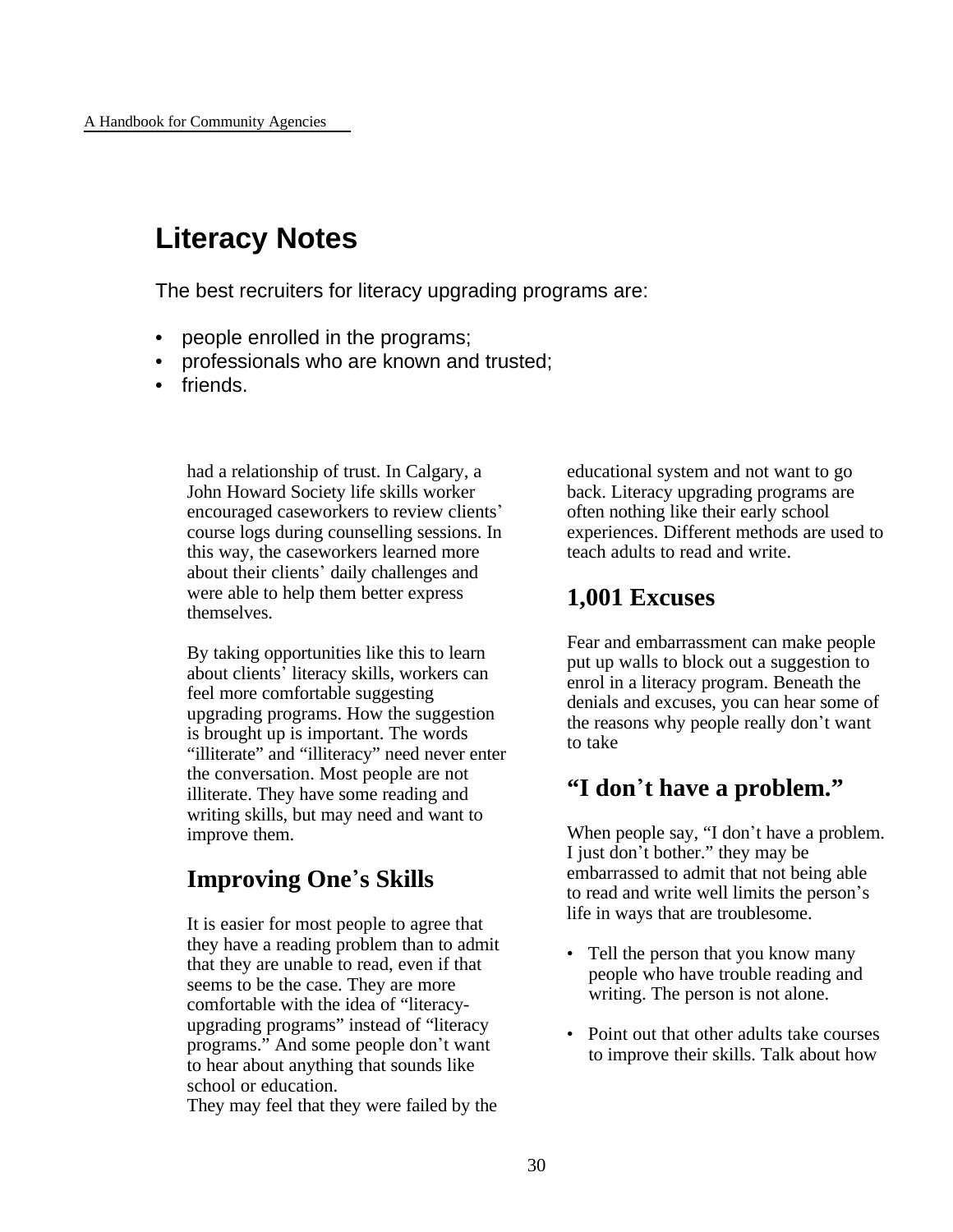## Literacy Notes

The best recruiters for literacy upgrading programs are:

- people enrolled in the programs;
- professionals who are known and trusted;
- friends.

had a relationship of trust. In Calgary, a John Howard Society life skills worker encouraged caseworkers to review clients' course logs during counselling sessions. In this way, the caseworkers learned more about their clients' daily challenges and were able to help them better express themselves.

By taking opportunities like this to learn about clients' literacy skills, workers can feel more comfortable suggesting upgrading programs. How the suggestion is brought up is important. The words "illiterate" and "illiteracy" need never enter the conversation. Most people are not illiterate. They have some reading and writing skills, but may need and want to improve them.

### Improving One's Skills

It is easier for most people to agree that they have a reading problem than to admit that they are unable to read, even if that seems to be the case. They are more comfortable with the idea of "literacy-upgrading programs" instead of "literacy programs." And some people don't want to hear about anything that sounds like school or education.
They may feel that they were failed by the educational system and not want to go back. Literacy upgrading programs are often nothing like their early school experiences. Different methods are used to teach adults to read and write.

### 1,001 Excuses

Fear and embarrassment can make people put up walls to block out a suggestion to enrol in a literacy program. Beneath the denials and excuses, you can hear some of the reasons why people really don't want to take

### "I don't have a problem."

When people say, "I don't have a problem. I just don't bother." they may be embarrassed to admit that not being able to read and write well limits the person's life in ways that are troublesome.

- Tell the person that you know many people who have trouble reading and writing. The person is not alone.

- Point out that other adults take courses to improve their skills. Talk about how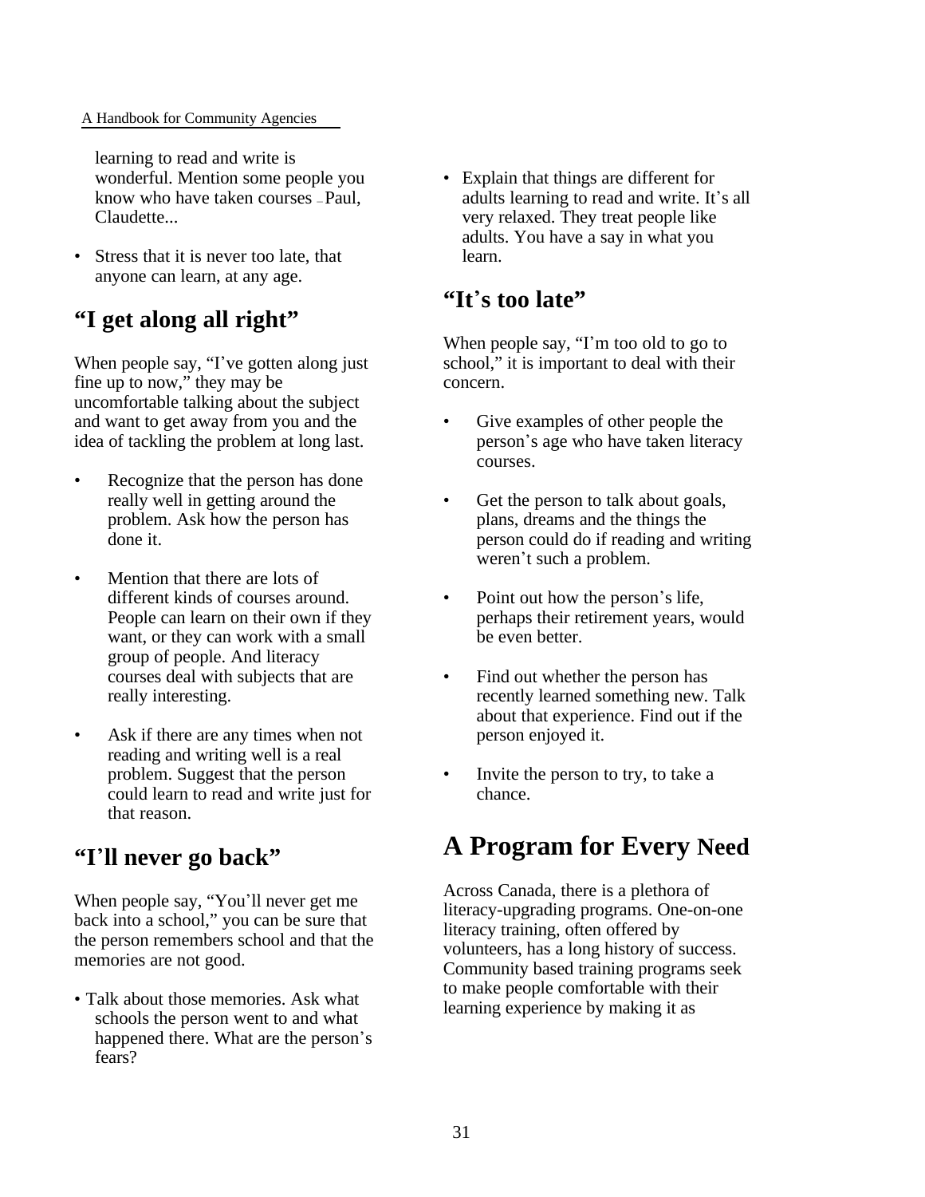learning to read and write is wonderful. Mention some people you know who have taken courses – Paul, Claudette...

- Stress that it is never too late, that anyone can learn, at any age.

## "I get along all right"

When people say, "I've gotten along just fine up to now," they may be uncomfortable talking about the subject and want to get away from you and the idea of tackling the problem at long last.

- Recognize that the person has done really well in getting around the problem. Ask how the person has done it.
- Mention that there are lots of different kinds of courses around. People can learn on their own if they want, or they can work with a small group of people. And literacy courses deal with subjects that are really interesting.
- Ask if there are any times when not reading and writing well is a real problem. Suggest that the person could learn to read and write just for that reason.

## "I'll never go back"

When people say, "You'll never get me back into a school," you can be sure that the person remembers school and that the memories are not good.

- Talk about those memories. Ask what schools the person went to and what happened there. What are the person's fears?
- Explain that things are different for adults learning to read and write. It's all very relaxed. They treat people like adults. You have a say in what you learn.

## "It's too late"

When people say, "I'm too old to go to school," it is important to deal with their concern.

- Give examples of other people the person's age who have taken literacy courses.
- Get the person to talk about goals, plans, dreams and the things the person could do if reading and writing weren't such a problem.
- Point out how the person's life, perhaps their retirement years, would be even better.
- Find out whether the person has recently learned something new. Talk about that experience. Find out if the person enjoyed it.
- Invite the person to try, to take a chance.

# A Program for Every Need

Across Canada, there is a plethora of literacy-upgrading programs. One-on-one literacy training, often offered by volunteers, has a long history of success. Community based training programs seek to make people comfortable with their learning experience by making it as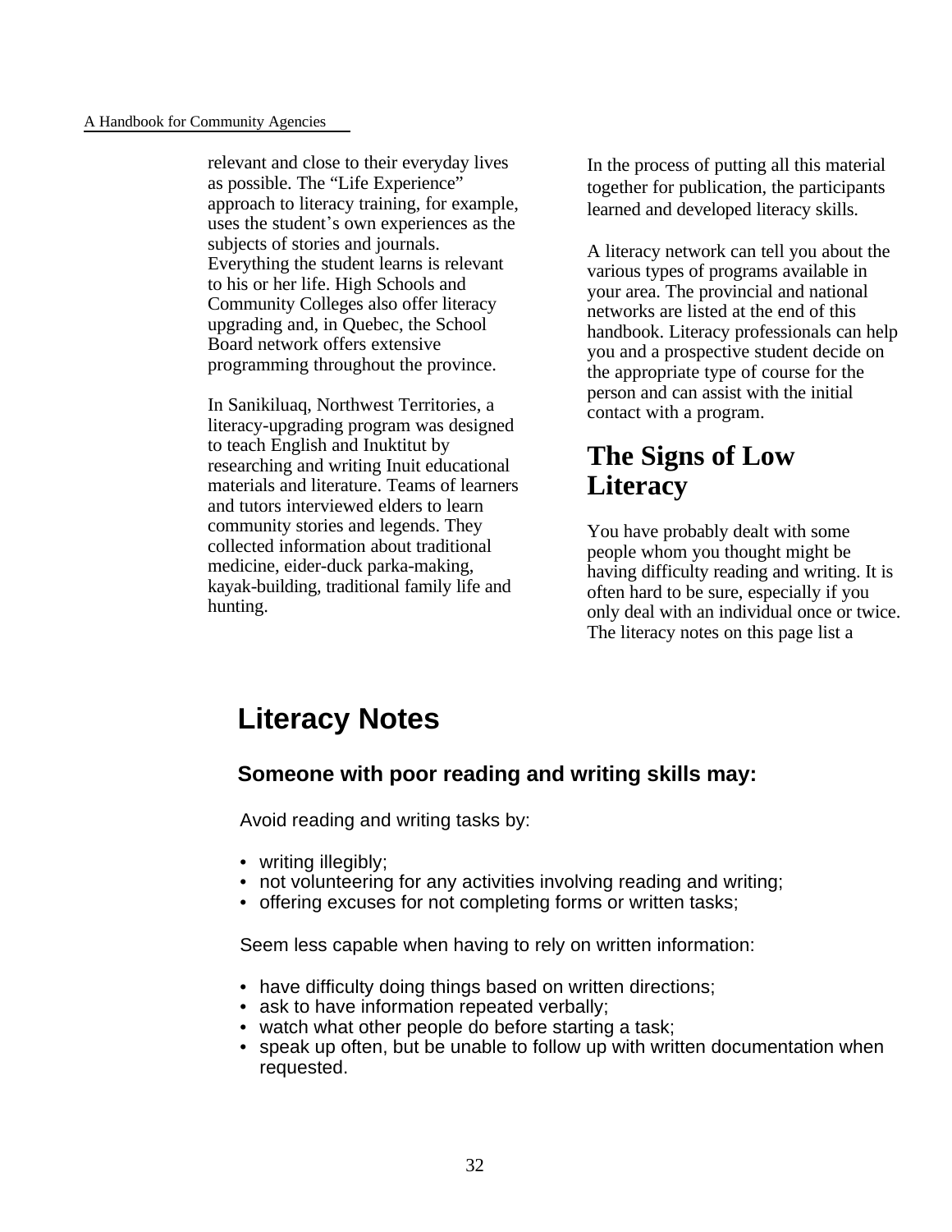relevant and close to their everyday lives as possible. The "Life Experience" approach to literacy training, for example, uses the student's own experiences as the subjects of stories and journals. Everything the student learns is relevant to his or her life. High Schools and Community Colleges also offer literacy upgrading and, in Quebec, the School Board network offers extensive programming throughout the province.

In Sanikiluaq, Northwest Territories, a literacy-upgrading program was designed to teach English and Inuktitut by researching and writing Inuit educational materials and literature. Teams of learners and tutors interviewed elders to learn community stories and legends. They collected information about traditional medicine, eider-duck parka-making, kayak-building, traditional family life and hunting.

In the process of putting all this material together for publication, the participants learned and developed literacy skills.

A literacy network can tell you about the various types of programs available in your area. The provincial and national networks are listed at the end of this handbook. Literacy professionals can help you and a prospective student decide on the appropriate type of course for the person and can assist with the initial contact with a program.

## The Signs of Low Literacy

You have probably dealt with some people whom you thought might be having difficulty reading and writing. It is often hard to be sure, especially if you only deal with an individual once or twice. The literacy notes on this page list a

## Literacy Notes

### Someone with poor reading and writing skills may:

Avoid reading and writing tasks by:

- writing illegibly;
- not volunteering for any activities involving reading and writing;
- offering excuses for not completing forms or written tasks;

Seem less capable when having to rely on written information:

- have difficulty doing things based on written directions;
- ask to have information repeated verbally;
- watch what other people do before starting a task;
- speak up often, but be unable to follow up with written documentation when requested.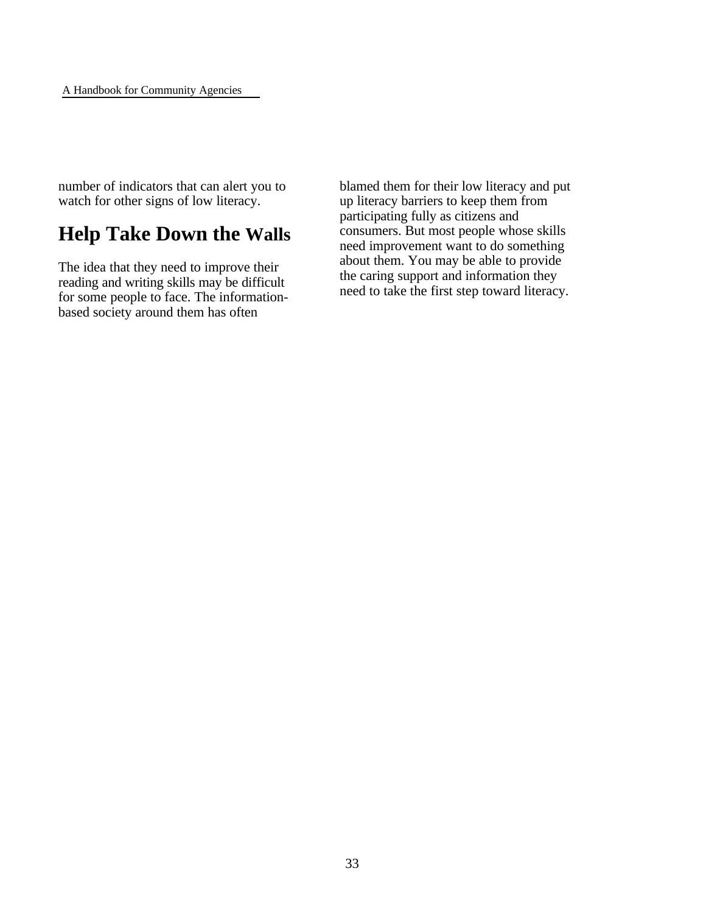number of indicators that can alert you to watch for other signs of low literacy.

## Help Take Down the Walls

The idea that they need to improve their reading and writing skills may be difficult for some people to face. The information-based society around them has often blamed them for their low literacy and put up literacy barriers to keep them from participating fully as citizens and consumers. But most people whose skills need improvement want to do something about them. You may be able to provide the caring support and information they need to take the first step toward literacy.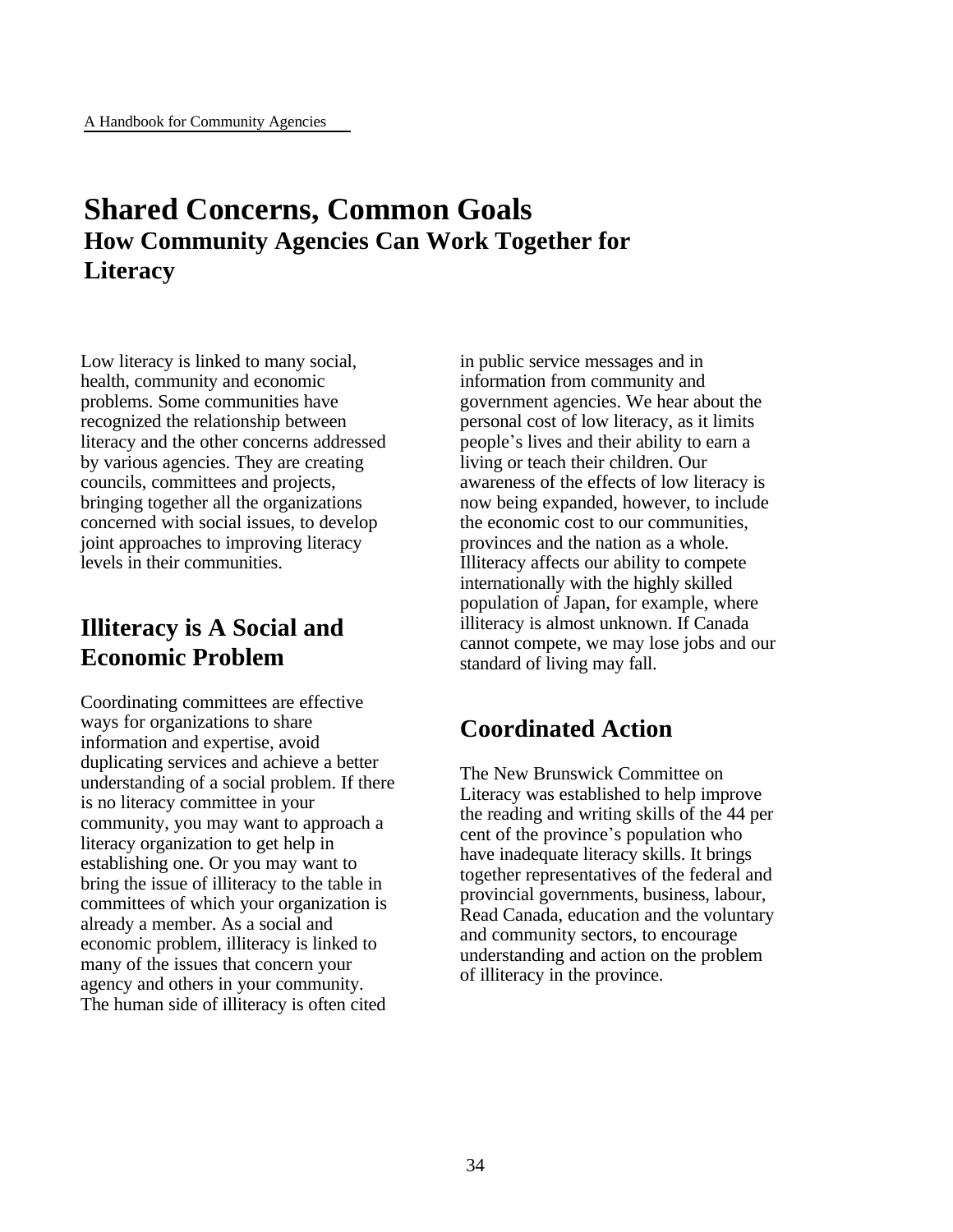# Shared Concerns, Common Goals

## How Community Agencies Can Work Together for Literacy

Low literacy is linked to many social, health, community and economic problems. Some communities have recognized the relationship between literacy and the other concerns addressed by various agencies. They are creating councils, committees and projects, bringing together all the organizations concerned with social issues, to develop joint approaches to improving literacy levels in their communities.

## Illiteracy is A Social and Economic Problem

Coordinating committees are effective ways for organizations to share information and expertise, avoid duplicating services and achieve a better understanding of a social problem. If there is no literacy committee in your community, you may want to approach a literacy organization to get help in establishing one. Or you may want to bring the issue of illiteracy to the table in committees of which your organization is already a member. As a social and economic problem, illiteracy is linked to many of the issues that concern your agency and others in your community. The human side of illiteracy is often cited in public service messages and in information from community and government agencies. We hear about the personal cost of low literacy, as it limits people's lives and their ability to earn a living or teach their children. Our awareness of the effects of low literacy is now being expanded, however, to include the economic cost to our communities, provinces and the nation as a whole. Illiteracy affects our ability to compete internationally with the highly skilled population of Japan, for example, where illiteracy is almost unknown. If Canada cannot compete, we may lose jobs and our standard of living may fall.

## Coordinated Action

The New Brunswick Committee on Literacy was established to help improve the reading and writing skills of the 44 per cent of the province's population who have inadequate literacy skills. It brings together representatives of the federal and provincial governments, business, labour, Read Canada, education and the voluntary and community sectors, to encourage understanding and action on the problem of illiteracy in the province.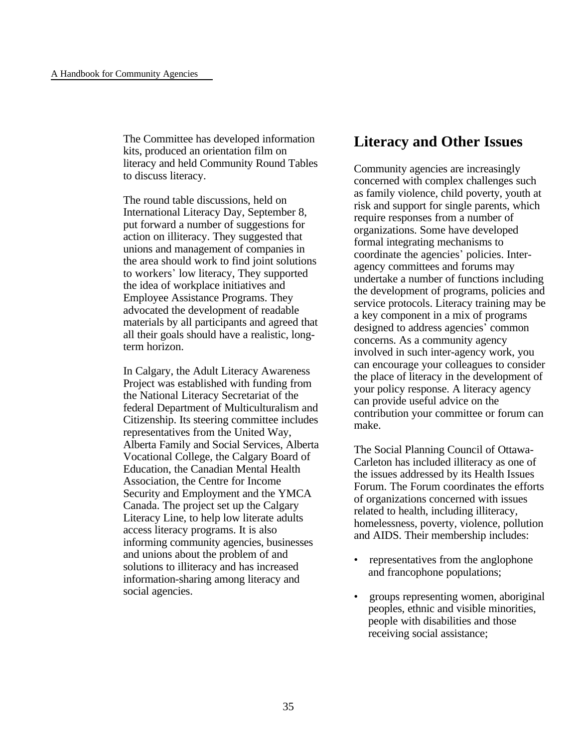The Committee has developed information kits, produced an orientation film on literacy and held Community Round Tables to discuss literacy.

The round table discussions, held on International Literacy Day, September 8, put forward a number of suggestions for action on illiteracy. They suggested that unions and management of companies in the area should work to find joint solutions to workers' low literacy, They supported the idea of workplace initiatives and Employee Assistance Programs. They advocated the development of readable materials by all participants and agreed that all their goals should have a realistic, long-term horizon.

In Calgary, the Adult Literacy Awareness Project was established with funding from the National Literacy Secretariat of the federal Department of Multiculturalism and Citizenship. Its steering committee includes representatives from the United Way, Alberta Family and Social Services, Alberta Vocational College, the Calgary Board of Education, the Canadian Mental Health Association, the Centre for Income Security and Employment and the YMCA Canada. The project set up the Calgary Literacy Line, to help low literate adults access literacy programs. It is also informing community agencies, businesses and unions about the problem of and solutions to illiteracy and has increased information-sharing among literacy and social agencies.

## Literacy and Other Issues

Community agencies are increasingly concerned with complex challenges such as family violence, child poverty, youth at risk and support for single parents, which require responses from a number of organizations. Some have developed formal integrating mechanisms to coordinate the agencies' policies. Inter-agency committees and forums may undertake a number of functions including the development of programs, policies and service protocols. Literacy training may be a key component in a mix of programs designed to address agencies' common concerns. As a community agency involved in such inter-agency work, you can encourage your colleagues to consider the place of literacy in the development of your policy response. A literacy agency can provide useful advice on the contribution your committee or forum can make.

The Social Planning Council of Ottawa-Carleton has included illiteracy as one of the issues addressed by its Health Issues Forum. The Forum coordinates the efforts of organizations concerned with issues related to health, including illiteracy, homelessness, poverty, violence, pollution and AIDS. Their membership includes:

- representatives from the anglophone and francophone populations;
- groups representing women, aboriginal peoples, ethnic and visible minorities, people with disabilities and those receiving social assistance;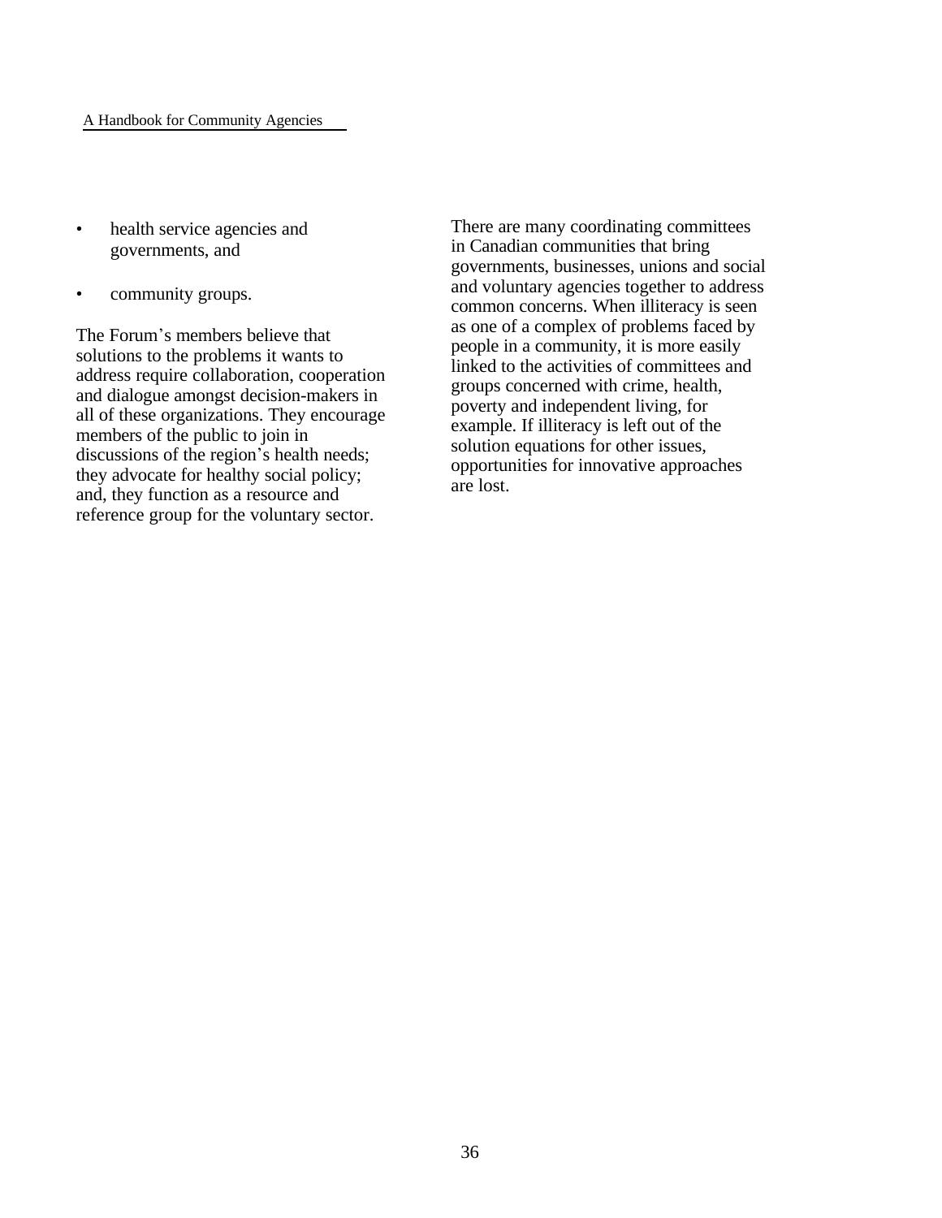- health service agencies and governments, and
- community groups.

The Forum's members believe that solutions to the problems it wants to address require collaboration, cooperation and dialogue amongst decision-makers in all of these organizations. They encourage members of the public to join in discussions of the region's health needs; they advocate for healthy social policy; and, they function as a resource and reference group for the voluntary sector.

There are many coordinating committees in Canadian communities that bring governments, businesses, unions and social and voluntary agencies together to address common concerns. When illiteracy is seen as one of a complex of problems faced by people in a community, it is more easily linked to the activities of committees and groups concerned with crime, health, poverty and independent living, for example. If illiteracy is left out of the solution equations for other issues, opportunities for innovative approaches are lost.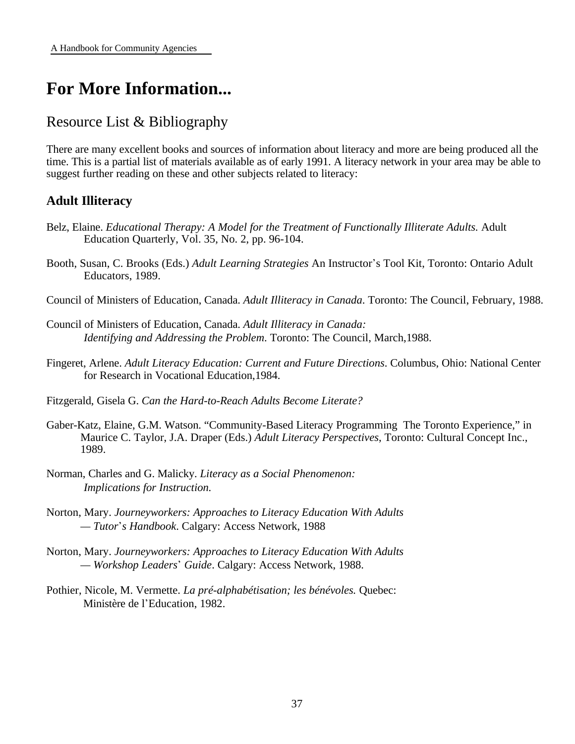# For More Information...

## Resource List & Bibliography

There are many excellent books and sources of information about literacy and more are being produced all the time. This is a partial list of materials available as of early 1991. A literacy network in your area may be able to suggest further reading on these and other subjects related to literacy:

### Adult Illiteracy

Belz, Elaine. *Educational Therapy: A Model for the Treatment of Functionally Illiterate Adults.* Adult Education Quarterly, Vol. 35, No. 2, pp. 96-104.

Booth, Susan, C. Brooks (Eds.) *Adult Learning Strategies* An Instructor's Tool Kit, Toronto: Ontario Adult Educators, 1989.

Council of Ministers of Education, Canada. *Adult Illiteracy in Canada*. Toronto: The Council, February, 1988.

Council of Ministers of Education, Canada. *Adult Illiteracy in Canada: Identifying and Addressing the Problem*. Toronto: The Council, March,1988.

Fingeret, Arlene. *Adult Literacy Education: Current and Future Directions*. Columbus, Ohio: National Center for Research in Vocational Education,1984.

Fitzgerald, Gisela G. *Can the Hard-to-Reach Adults Become Literate?*

Gaber-Katz, Elaine, G.M. Watson. "Community-Based Literacy Programming The Toronto Experience," in Maurice C. Taylor, J.A. Draper (Eds.) *Adult Literacy Perspectives*, Toronto: Cultural Concept Inc., 1989.

Norman, Charles and G. Malicky. *Literacy as a Social Phenomenon: Implications for Instruction.*

Norton, Mary. *Journeyworkers: Approaches to Literacy Education With Adults — Tutor's Handbook*. Calgary: Access Network, 1988

Norton, Mary. *Journeyworkers: Approaches to Literacy Education With Adults — Workshop Leaders' Guide*. Calgary: Access Network, 1988.

Pothier, Nicole, M. Vermette. *La pré-alphabétisation; les bénévoles.* Quebec: Ministère de l'Education, 1982.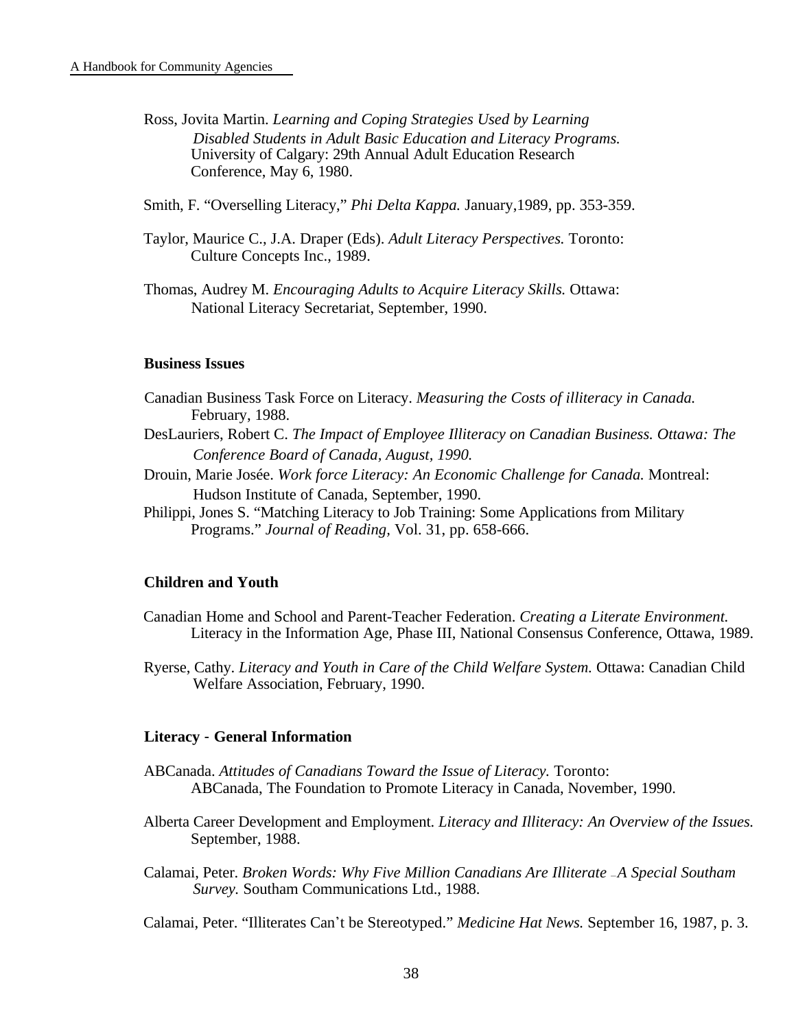Ross, Jovita Martin. *Learning and Coping Strategies Used by Learning Disabled Students in Adult Basic Education and Literacy Programs.* University of Calgary: 29th Annual Adult Education Research Conference, May 6, 1980.

Smith, F. "Overselling Literacy," *Phi Delta Kappa.* January,1989, pp. 353-359.

Taylor, Maurice C., J.A. Draper (Eds). *Adult Literacy Perspectives.* Toronto: Culture Concepts Inc., 1989.

Thomas, Audrey M. *Encouraging Adults to Acquire Literacy Skills.* Ottawa: National Literacy Secretariat, September, 1990.

**Business Issues**

Canadian Business Task Force on Literacy. *Measuring the Costs of illiteracy in Canada.* February, 1988.

DesLauriers, Robert C. *The Impact of Employee Illiteracy on Canadian Business. Ottawa: The Conference Board of Canada, August, 1990.*

Drouin, Marie Josée. *Work force Literacy: An Economic Challenge for Canada.* Montreal: Hudson Institute of Canada, September, 1990.

Philippi, Jones S. "Matching Literacy to Job Training: Some Applications from Military Programs." *Journal of Reading,* Vol. 31, pp. 658-666.

**Children and Youth**

Canadian Home and School and Parent-Teacher Federation. *Creating a Literate Environment.* Literacy in the Information Age, Phase III, National Consensus Conference, Ottawa, 1989.

Ryerse, Cathy. *Literacy and Youth in Care of the Child Welfare System.* Ottawa: Canadian Child Welfare Association, February, 1990.

**Literacy - General Information**

ABCanada. *Attitudes of Canadians Toward the Issue of Literacy.* Toronto: ABCanada, The Foundation to Promote Literacy in Canada, November, 1990.

Alberta Career Development and Employment. *Literacy and Illiteracy: An Overview of the Issues.* September, 1988.

Calamai, Peter. *Broken Words: Why Five Million Canadians Are Illiterate – A Special Southam Survey.* Southam Communications Ltd., 1988.

Calamai, Peter. "Illiterates Can't be Stereotyped." *Medicine Hat News.* September 16, 1987, p. 3.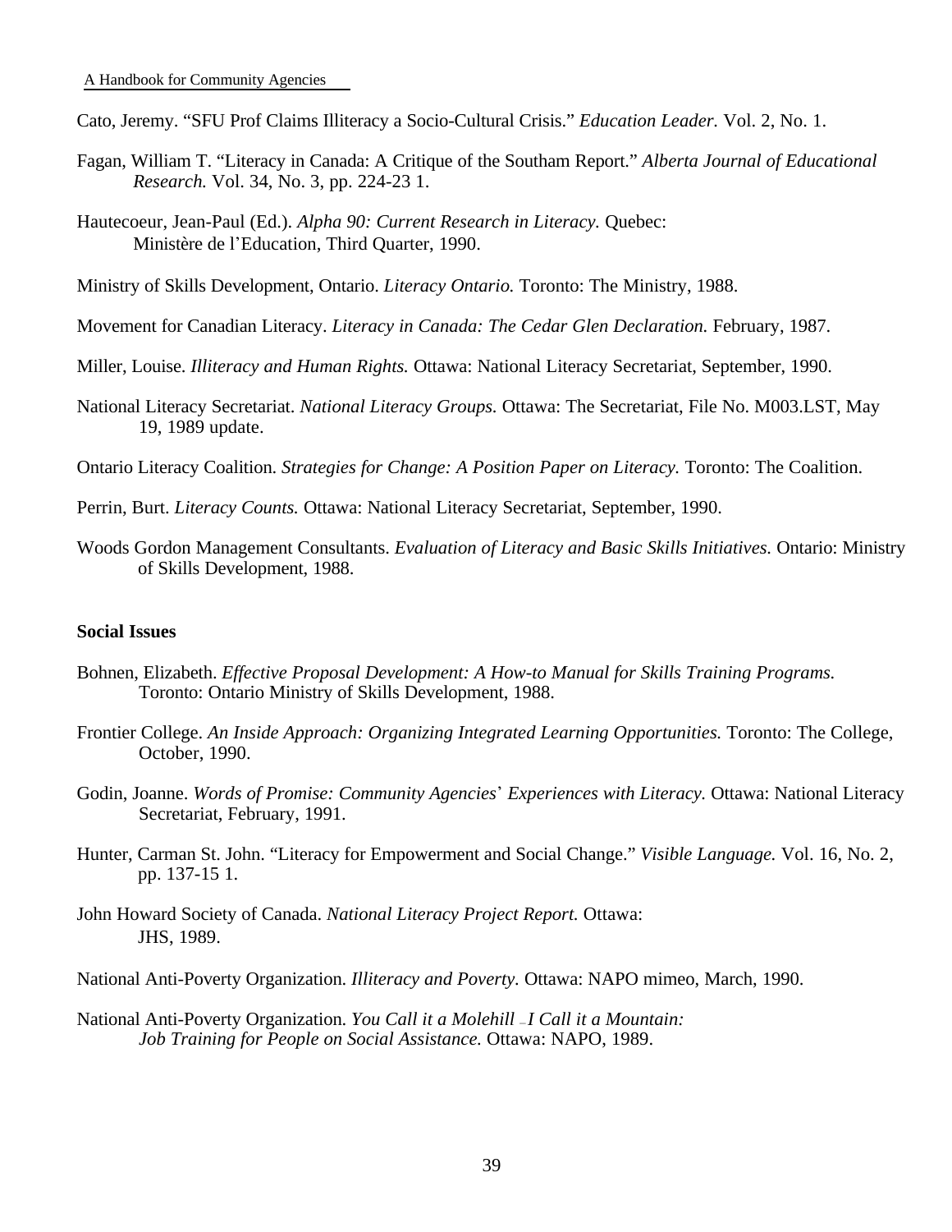Cato, Jeremy. “SFU Prof Claims Illiteracy a Socio-Cultural Crisis.” *Education Leader.* Vol. 2, No. 1.

Fagan, William T. “Literacy in Canada: A Critique of the Southam Report.” *Alberta Journal of Educational Research.* Vol. 34, No. 3, pp. 224-23 1.

Hautecoeur, Jean-Paul (Ed.). *Alpha 90: Current Research in Literacy.* Quebec: Ministère de l’Education, Third Quarter, 1990.

Ministry of Skills Development, Ontario. *Literacy Ontario.* Toronto: The Ministry, 1988.

Movement for Canadian Literacy. *Literacy in Canada: The Cedar Glen Declaration.* February, 1987.

Miller, Louise. *Illiteracy and Human Rights.* Ottawa: National Literacy Secretariat, September, 1990.

National Literacy Secretariat. *National Literacy Groups.* Ottawa: The Secretariat, File No. M003.LST, May 19, 1989 update.

Ontario Literacy Coalition. *Strategies for Change: A Position Paper on Literacy.* Toronto: The Coalition.

Perrin, Burt. *Literacy Counts.* Ottawa: National Literacy Secretariat, September, 1990.

Woods Gordon Management Consultants. *Evaluation of Literacy and Basic Skills Initiatives.* Ontario: Ministry of Skills Development, 1988.

**Social Issues**

Bohnen, Elizabeth. *Effective Proposal Development: A How-to Manual for Skills Training Programs.* Toronto: Ontario Ministry of Skills Development, 1988.

Frontier College. *An Inside Approach: Organizing Integrated Learning Opportunities.* Toronto: The College, October, 1990.

Godin, Joanne. *Words of Promise: Community Agencies*’ *Experiences with Literacy.* Ottawa: National Literacy Secretariat, February, 1991.

Hunter, Carman St. John. “Literacy for Empowerment and Social Change.” *Visible Language.* Vol. 16, No. 2, pp. 137-15 1.

John Howard Society of Canada. *National Literacy Project Report.* Ottawa: JHS, 1989.

National Anti-Poverty Organization. *Illiteracy and Poverty.* Ottawa: NAPO mimeo, March, 1990.

National Anti-Poverty Organization. *You Call it a Molehill – I Call it a Mountain: Job Training for People on Social Assistance.* Ottawa: NAPO, 1989.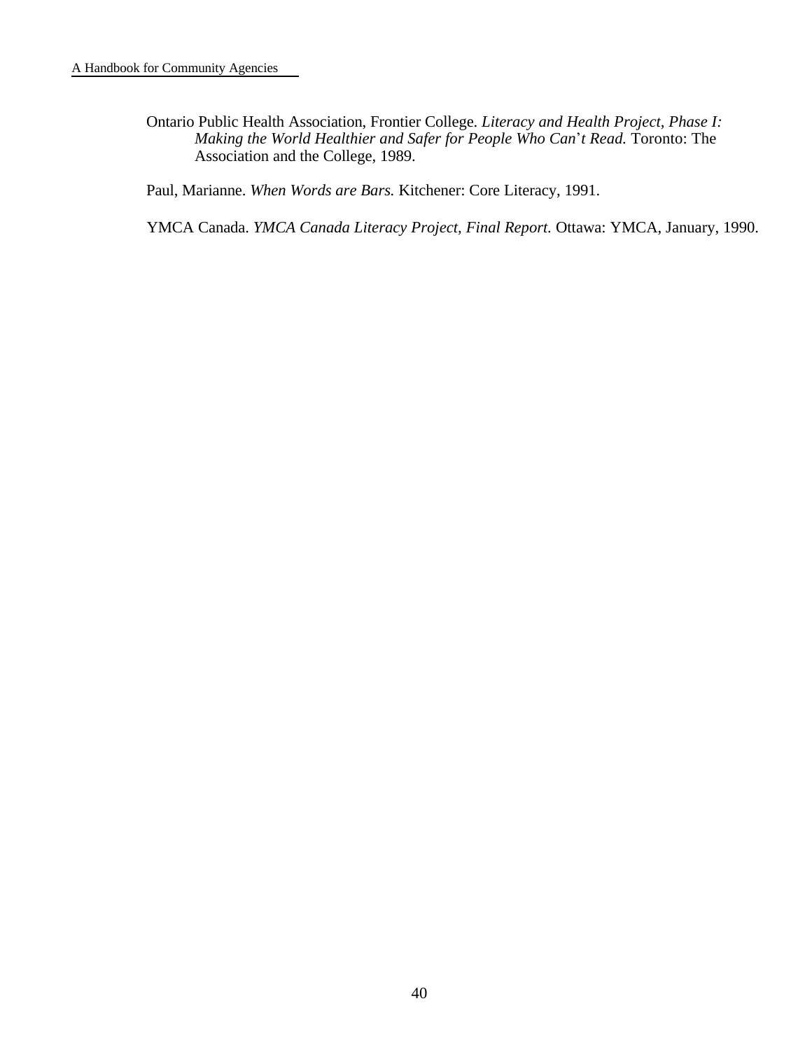Ontario Public Health Association, Frontier College. *Literacy and Health Project, Phase I: Making the World Healthier and Safer for People Who Can't Read.* Toronto: The Association and the College, 1989.

Paul, Marianne. *When Words are Bars.* Kitchener: Core Literacy, 1991.

YMCA Canada. *YMCA Canada Literacy Project, Final Report.* Ottawa: YMCA, January, 1990.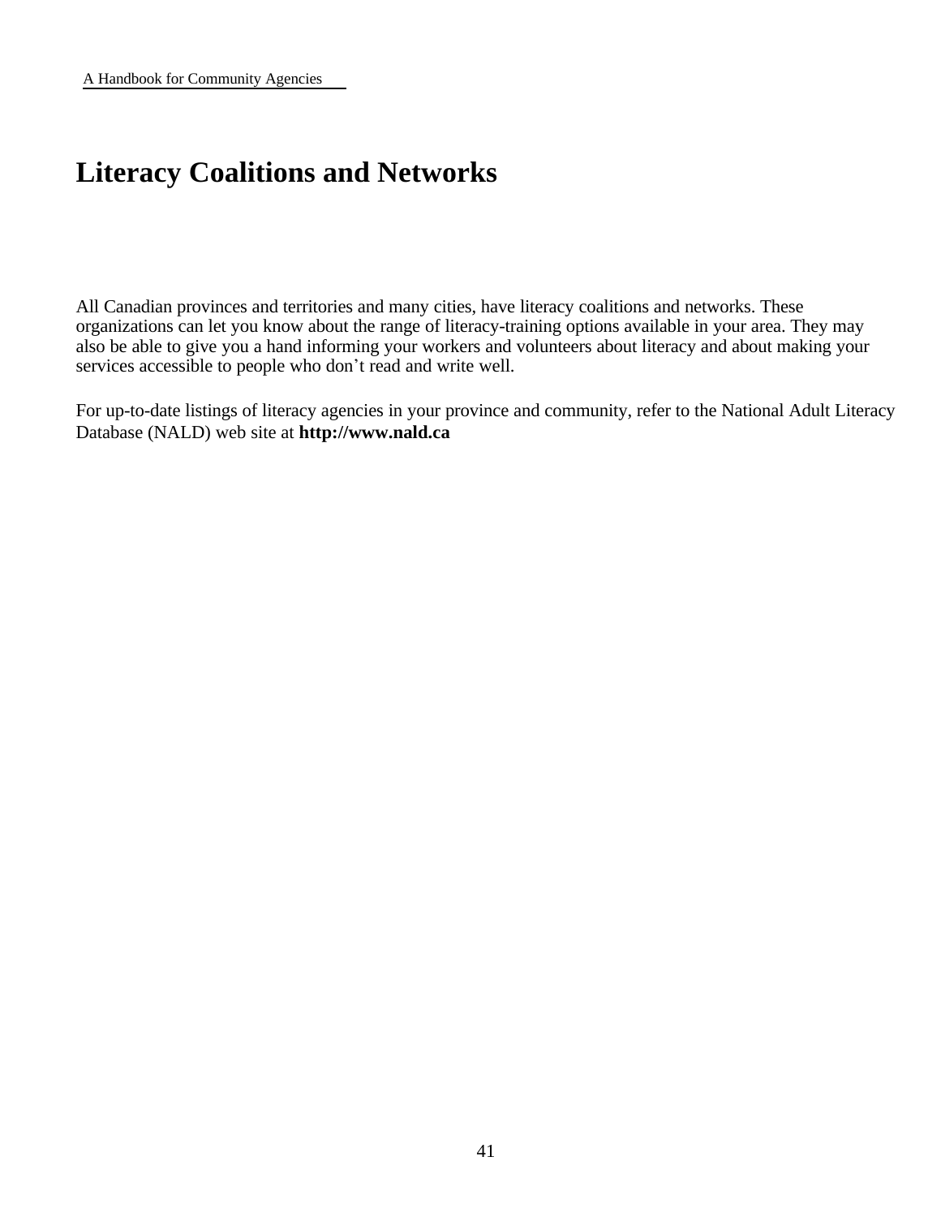# Literacy Coalitions and Networks

All Canadian provinces and territories and many cities, have literacy coalitions and networks. These organizations can let you know about the range of literacy-training options available in your area. They may also be able to give you a hand informing your workers and volunteers about literacy and about making your services accessible to people who don't read and write well.

For up-to-date listings of literacy agencies in your province and community, refer to the National Adult Literacy Database (NALD) web site at **http://www.nald.ca**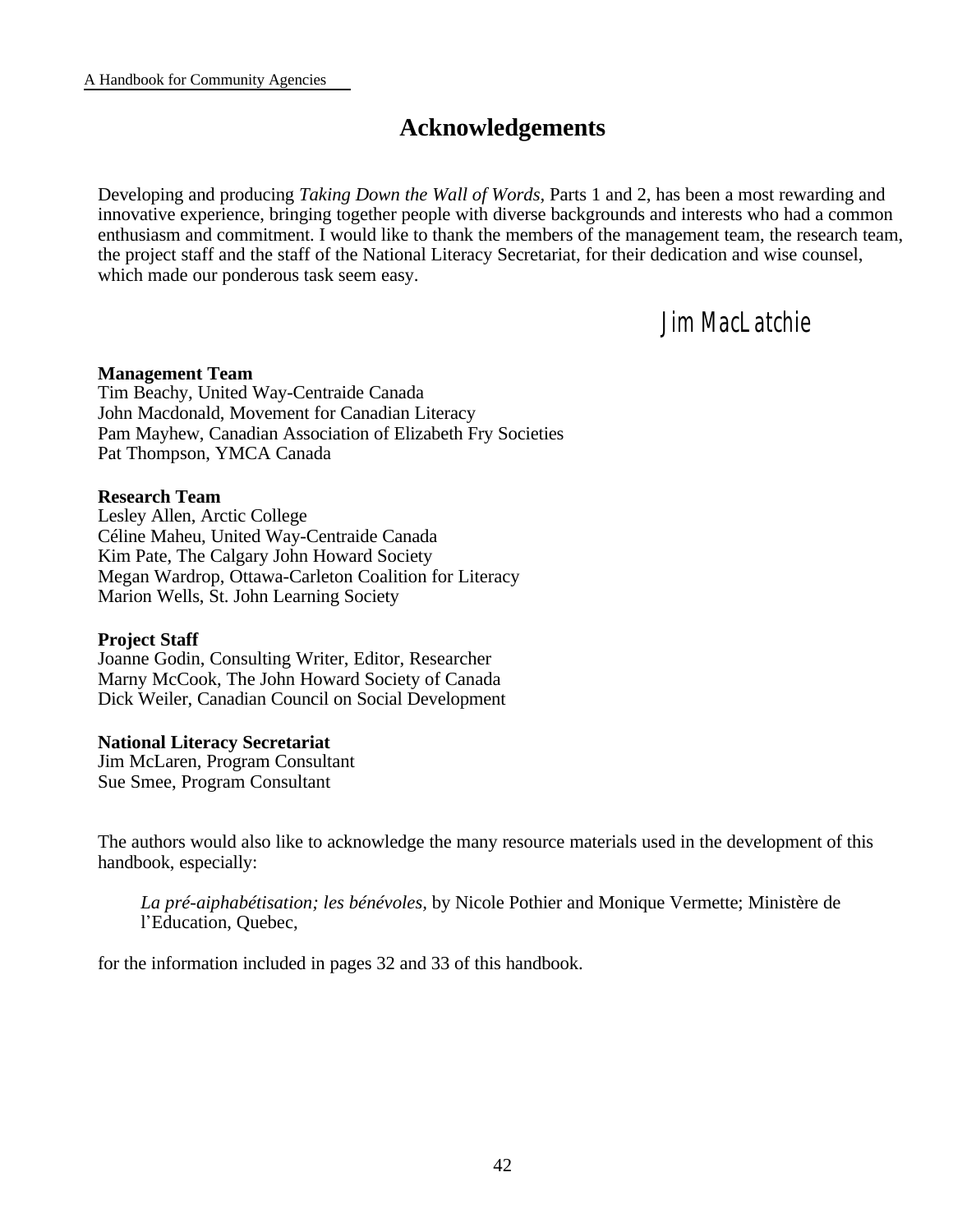# Acknowledgements

Developing and producing *Taking Down the Wall of Words,* Parts 1 and 2, has been a most rewarding and innovative experience, bringing together people with diverse backgrounds and interests who had a common enthusiasm and commitment. I would like to thank the members of the management team, the research team, the project staff and the staff of the National Literacy Secretariat, for their dedication and wise counsel, which made our ponderous task seem easy.

Jim MacLatchie

**Management Team**
Tim Beachy, United Way-Centraide Canada
John Macdonald, Movement for Canadian Literacy
Pam Mayhew, Canadian Association of Elizabeth Fry Societies
Pat Thompson, YMCA Canada

**Research Team**
Lesley Allen, Arctic College
Céline Maheu, United Way-Centraide Canada
Kim Pate, The Calgary John Howard Society
Megan Wardrop, Ottawa-Carleton Coalition for Literacy
Marion Wells, St. John Learning Society

**Project Staff**
Joanne Godin, Consulting Writer, Editor, Researcher
Marny McCook, The John Howard Society of Canada
Dick Weiler, Canadian Council on Social Development

**National Literacy Secretariat**
Jim McLaren, Program Consultant
Sue Smee, Program Consultant

The authors would also like to acknowledge the many resource materials used in the development of this handbook, especially:

> *La pré-aiphabétisation; les bénévoles,* by Nicole Pothier and Monique Vermette; Ministère de l'Education, Quebec,

for the information included in pages 32 and 33 of this handbook.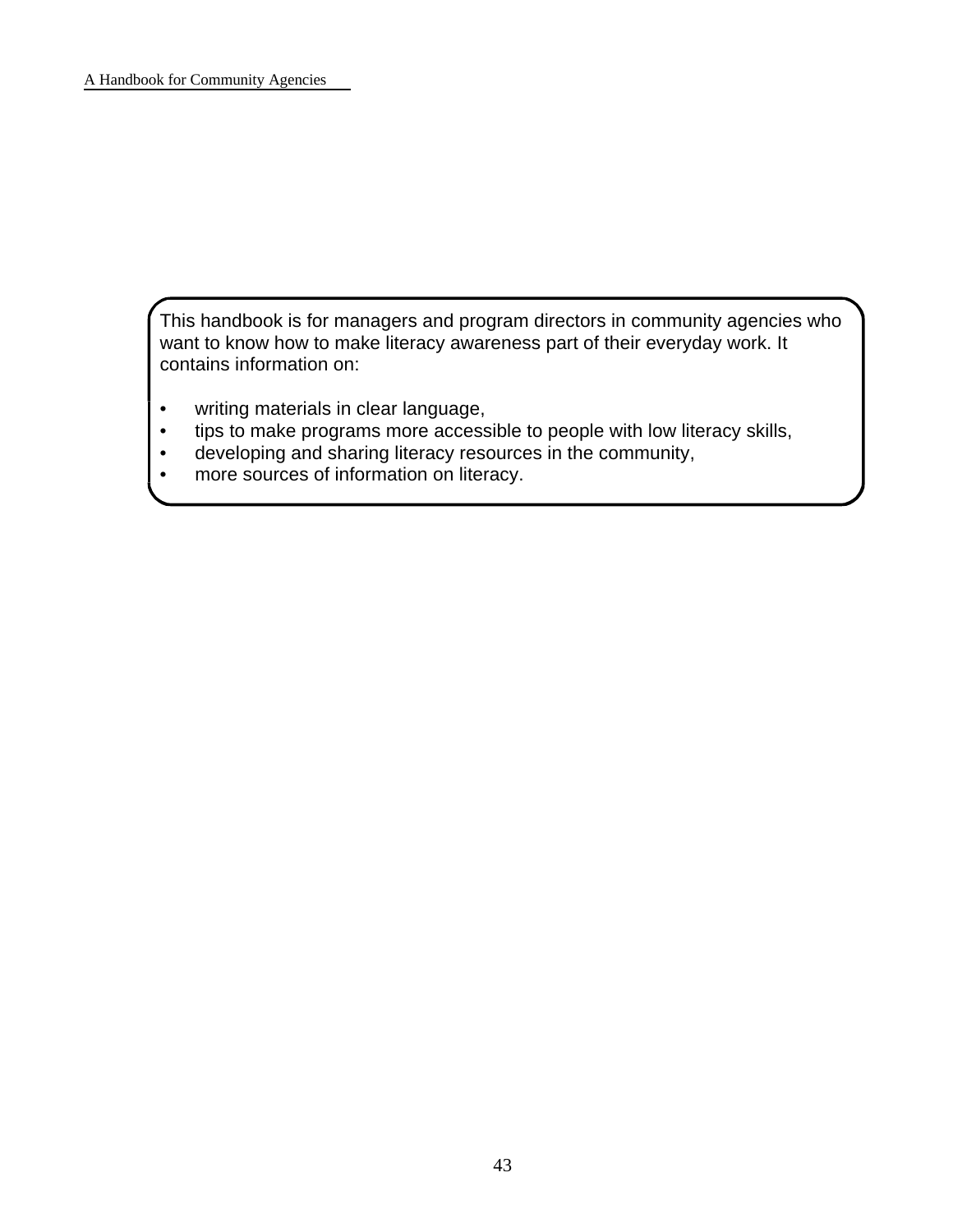This handbook is for managers and program directors in community agencies who want to know how to make literacy awareness part of their everyday work. It contains information on:

- writing materials in clear language,
- tips to make programs more accessible to people with low literacy skills,
- developing and sharing literacy resources in the community,
- more sources of information on literacy.